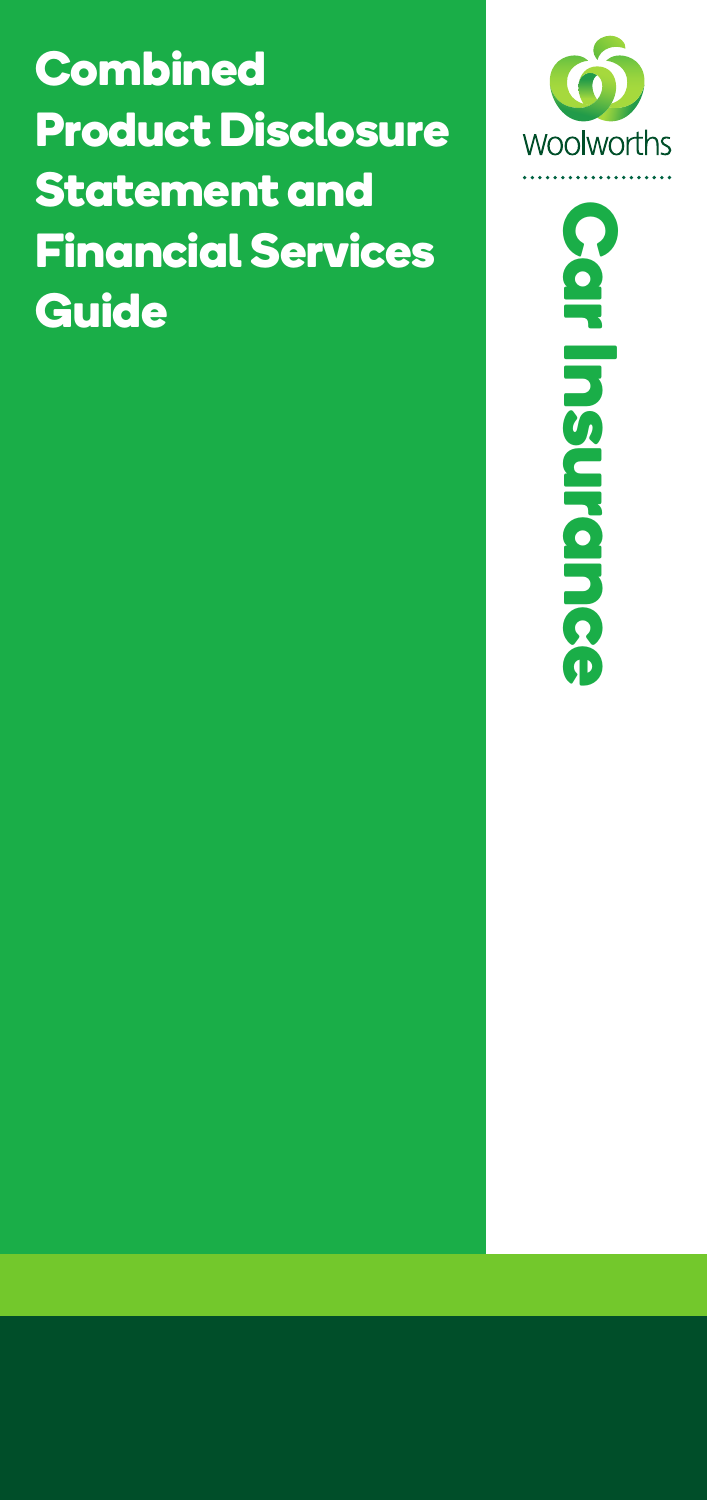# Combined Product Disclosure Statement and Financial Services Guide

Woolworths

Car Insurance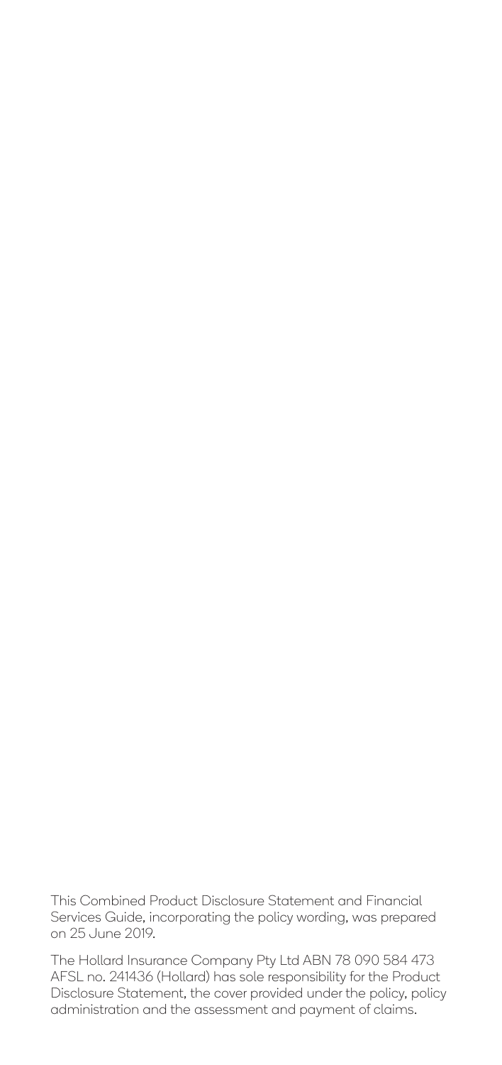This Combined Product Disclosure Statement and Financial Services Guide, incorporating the policy wording, was prepared on 25 June 2019.

The Hollard Insurance Company Pty Ltd ABN 78 090 584 473 AFSL no. 241436 (Hollard) has sole responsibility for the Product Disclosure Statement, the cover provided under the policy, policy administration and the assessment and payment of claims.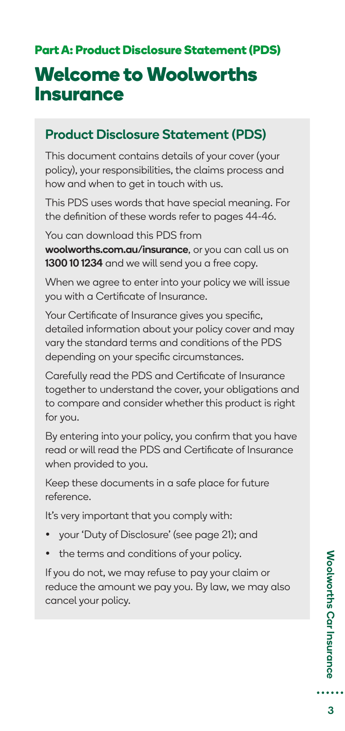## Part A: Product Disclosure Statement (PDS)

# Welcome to Woolworths Insurance

### Product Disclosure Statement (PDS)

This document contains details of your cover (your policy), your responsibilities, the claims process and how and when to get in touch with us.

This PDS uses words that have special meaning. For the definition of these words refer to pages 44-46.

You can download this PDS from **woolworths.com.au/insurance**, or you can call us on **1300 10 1234** and we will send you a free copy.

When we agree to enter into your policy we will issue you with a Certificate of Insurance.

Your Certificate of Insurance gives you specific, detailed information about your policy cover and may vary the standard terms and conditions of the PDS depending on your specific circumstances.

Carefully read the PDS and Certificate of Insurance together to understand the cover, your obligations and to compare and consider whether this product is right for you.

By entering into your policy, you confirm that you have read or will read the PDS and Certificate of Insurance when provided to you.

Keep these documents in a safe place for future reference.

It's very important that you comply with:

- your 'Duty of Disclosure' (see page 21); and
- the terms and conditions of your policy.

If you do not, we may refuse to pay your claim or reduce the amount we pay you. By law, we may also cancel your policy.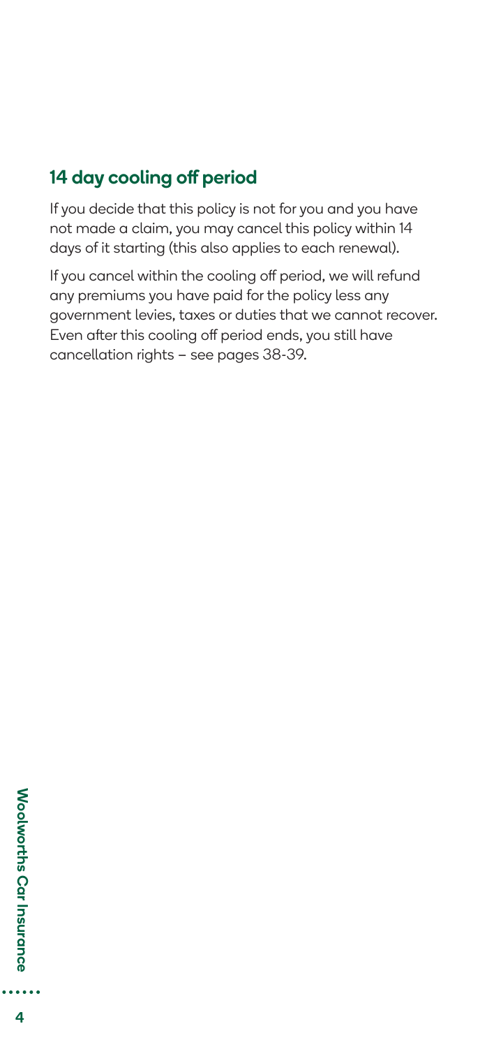## 14 day cooling off period

If you decide that this policy is not for you and you have not made a claim, you may cancel this policy within 14 days of it starting (this also applies to each renewal).

If you cancel within the cooling off period, we will refund any premiums you have paid for the policy less any government levies, taxes or duties that we cannot recover. Even after this cooling off period ends, you still have cancellation rights – see pages 38-39.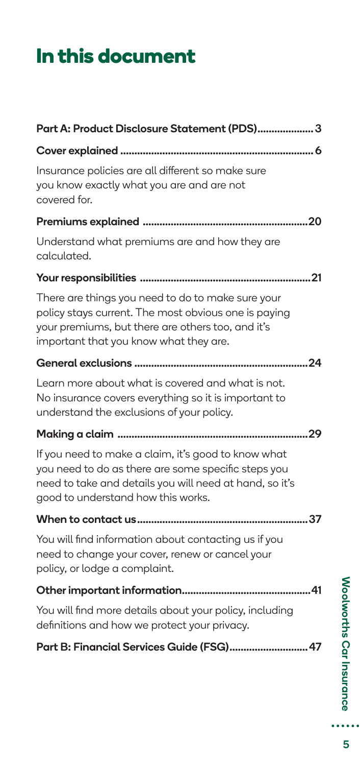# In this document

**Part A: Product Disclosure Statement (PDS).................... 3**

**Cover explained .................................................................... 6**

Insurance policies are all different so make sure you know exactly what you are and are not covered for.

**Premiums explained ..........................................................20**

Understand what premiums are and how they are calculated.

**Your responsibilities ............................................................21**

There are things you need to do to make sure your policy stays current. The most obvious one is paying your premiums, but there are others too, and it's important that you know what they are.

**General exclusions .............................................................24**

Learn more about what is covered and what is not. No insurance covers everything so it is important to understand the exclusions of your policy.

**Making a claim ...................................................................29**

If you need to make a claim, it's good to know what you need to do as there are some specific steps you need to take and details you will need at hand, so it's good to understand how this works.

**When to contact us.............................................................37**

You will find information about contacting us if you need to change your cover, renew or cancel your policy, or lodge a complaint.

**Other important information..............................................41**

You will find more details about your policy, including definitions and how we protect your privacy.

**Part B: Financial Services Guide (FSG)............................47**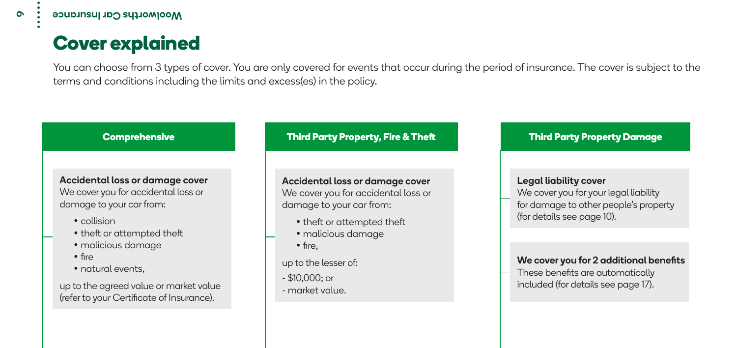# Cover explained

You can choose from 3 types of cover. You are only covered for events that occur during the period of insurance. The cover is subject to the terms and conditions including the limits and excess(es) in the policy.

## Comprehensive

**Accidental loss or damage cover**
We cover you for accidental loss or damage to your car from:

- collision
- theft or attempted theft
- malicious damage
- fire
- natural events,

up to the agreed value or market value (refer to your Certificate of Insurance).

## Third Party Property, Fire & Theft

**Accidental loss or damage cover**
We cover you for accidental loss or damage to your car from:

- theft or attempted theft
- malicious damage
- fire,

up to the lesser of:

- $10,000; or
- market value.

## Third Party Property Damage

**Legal liability cover**
We cover you for your legal liability for damage to other people's property (for details see page 10).

**We cover you for 2 additional benefits**
These benefits are automatically included (for details see page 17).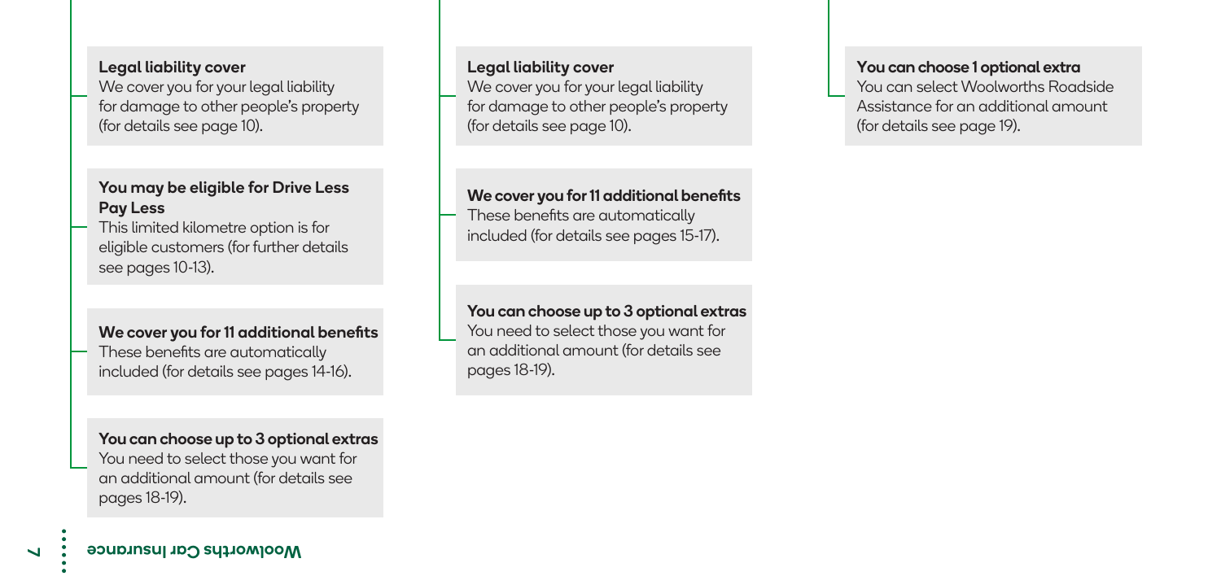**Legal liability cover**
We cover you for your legal liability for damage to other people's property (for details see page 10).

**You may be eligible for Drive Less Pay Less**
This limited kilometre option is for eligible customers (for further details see pages 10-13).

**We cover you for 11 additional benefits**
These benefits are automatically included (for details see pages 14-16).

**You can choose up to 3 optional extras**
You need to select those you want for an additional amount (for details see pages 18-19).

**Legal liability cover**
We cover you for your legal liability for damage to other people's property (for details see page 10).

**We cover you for 11 additional benefits**
These benefits are automatically included (for details see pages 15-17).

**You can choose up to 3 optional extras**
You need to select those you want for an additional amount (for details see pages 18-19).

**You can choose 1 optional extra**
You can select Woolworths Roadside Assistance for an additional amount (for details see page 19).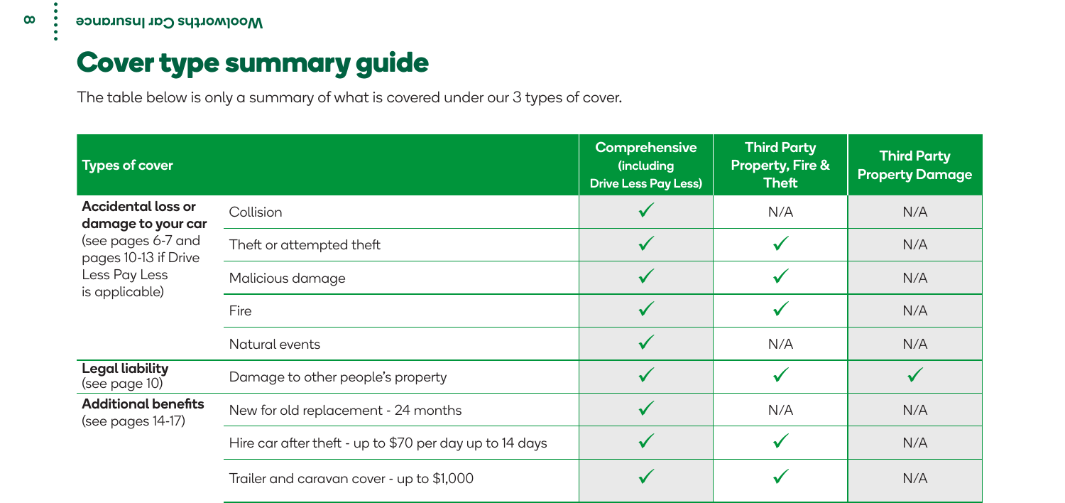# Cover type summary guide

The table below is only a summary of what is covered under our 3 types of cover.

| Types of cover | | Comprehensive (including Drive Less Pay Less) | Third Party Property, Fire & Theft | Third Party Property Damage |
|---|---|---|---|---|
| **Accidental loss or damage to your car** (see pages 6-7 and pages 10-13 if Drive Less Pay Less is applicable) | Collision | ✓ | N/A | N/A |
| | Theft or attempted theft | ✓ | ✓ | N/A |
| | Malicious damage | ✓ | ✓ | N/A |
| | Fire | ✓ | ✓ | N/A |
| | Natural events | ✓ | N/A | N/A |
| **Legal liability** (see page 10) | Damage to other people's property | ✓ | ✓ | ✓ |
| **Additional benefits** (see pages 14-17) | New for old replacement - 24 months | ✓ | N/A | N/A |
| | Hire car after theft - up to $70 per day up to 14 days | ✓ | ✓ | N/A |
| | Trailer and caravan cover - up to $1,000 | ✓ | ✓ | N/A |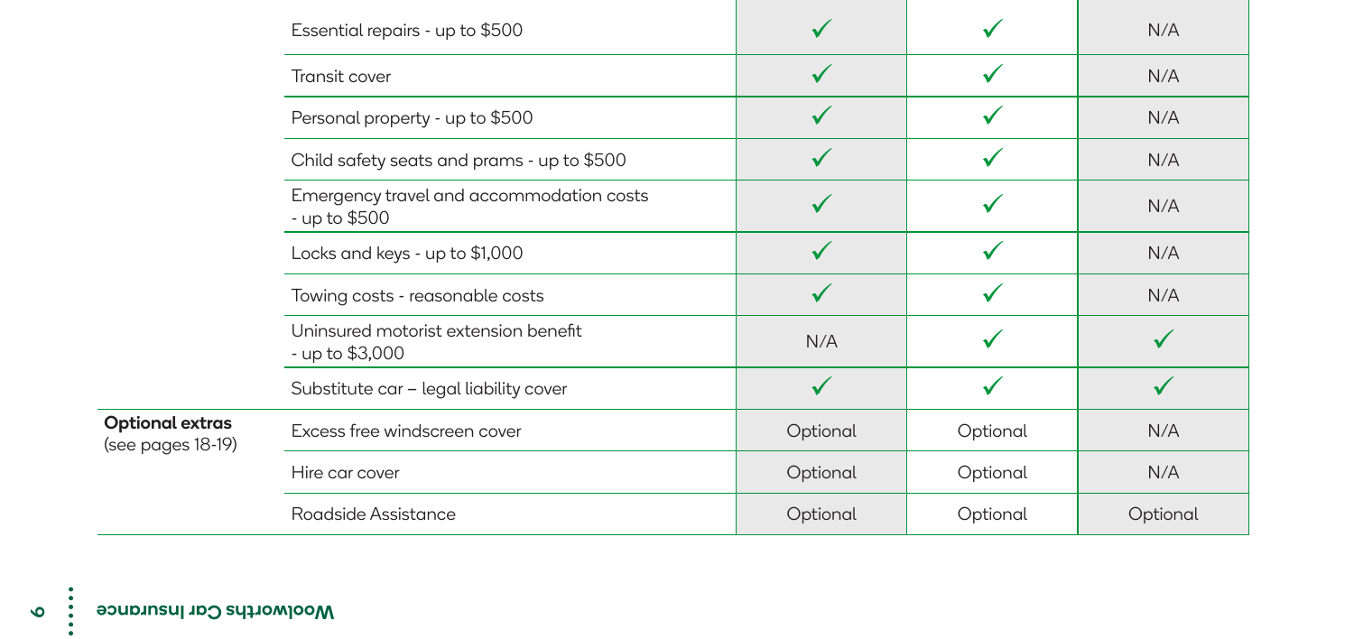| | | | | |
|---|---|---|---|---|
| | Essential repairs - up to $500 | ✓ | ✓ | N/A |
| | Transit cover | ✓ | ✓ | N/A |
| | Personal property - up to $500 | ✓ | ✓ | N/A |
| | Child safety seats and prams - up to $500 | ✓ | ✓ | N/A |
| | Emergency travel and accommodation costs - up to $500 | ✓ | ✓ | N/A |
| | Locks and keys - up to $1,000 | ✓ | ✓ | N/A |
| | Towing costs - reasonable costs | ✓ | ✓ | N/A |
| | Uninsured motorist extension benefit - up to $3,000 | N/A | ✓ | ✓ |
| | Substitute car – legal liability cover | ✓ | ✓ | ✓ |
| **Optional extras** (see pages 18-19) | Excess free windscreen cover | Optional | Optional | N/A |
| | Hire car cover | Optional | Optional | N/A |
| | Roadside Assistance | Optional | Optional | Optional |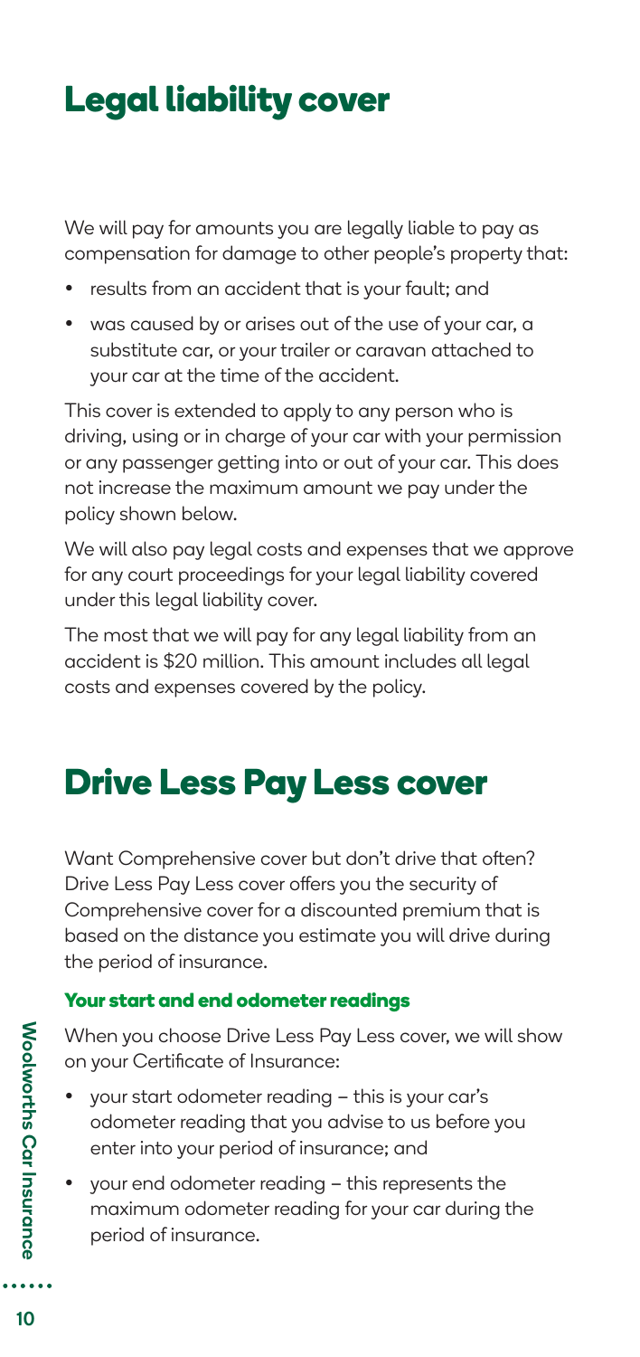# Legal liability cover

We will pay for amounts you are legally liable to pay as compensation for damage to other people's property that:

- results from an accident that is your fault; and
- was caused by or arises out of the use of your car, a substitute car, or your trailer or caravan attached to your car at the time of the accident.

This cover is extended to apply to any person who is driving, using or in charge of your car with your permission or any passenger getting into or out of your car. This does not increase the maximum amount we pay under the policy shown below.

We will also pay legal costs and expenses that we approve for any court proceedings for your legal liability covered under this legal liability cover.

The most that we will pay for any legal liability from an accident is $20 million. This amount includes all legal costs and expenses covered by the policy.

# Drive Less Pay Less cover

Want Comprehensive cover but don't drive that often? Drive Less Pay Less cover offers you the security of Comprehensive cover for a discounted premium that is based on the distance you estimate you will drive during the period of insurance.

### Your start and end odometer readings

When you choose Drive Less Pay Less cover, we will show on your Certificate of Insurance:

- your start odometer reading – this is your car's odometer reading that you advise to us before you enter into your period of insurance; and
- your end odometer reading – this represents the maximum odometer reading for your car during the period of insurance.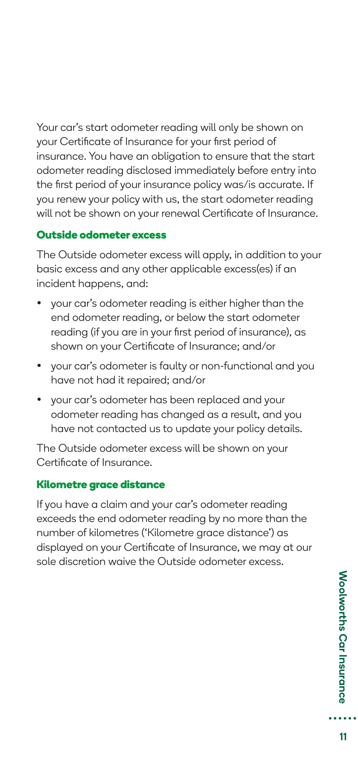Your car's start odometer reading will only be shown on your Certificate of Insurance for your first period of insurance. You have an obligation to ensure that the start odometer reading disclosed immediately before entry into the first period of your insurance policy was/is accurate. If you renew your policy with us, the start odometer reading will not be shown on your renewal Certificate of Insurance.

### Outside odometer excess

The Outside odometer excess will apply, in addition to your basic excess and any other applicable excess(es) if an incident happens, and:

- your car's odometer reading is either higher than the end odometer reading, or below the start odometer reading (if you are in your first period of insurance), as shown on your Certificate of Insurance; and/or
- your car's odometer is faulty or non-functional and you have not had it repaired; and/or
- your car's odometer has been replaced and your odometer reading has changed as a result, and you have not contacted us to update your policy details.

The Outside odometer excess will be shown on your Certificate of Insurance.

### Kilometre grace distance

If you have a claim and your car's odometer reading exceeds the end odometer reading by no more than the number of kilometres ('Kilometre grace distance') as displayed on your Certificate of Insurance, we may at our sole discretion waive the Outside odometer excess.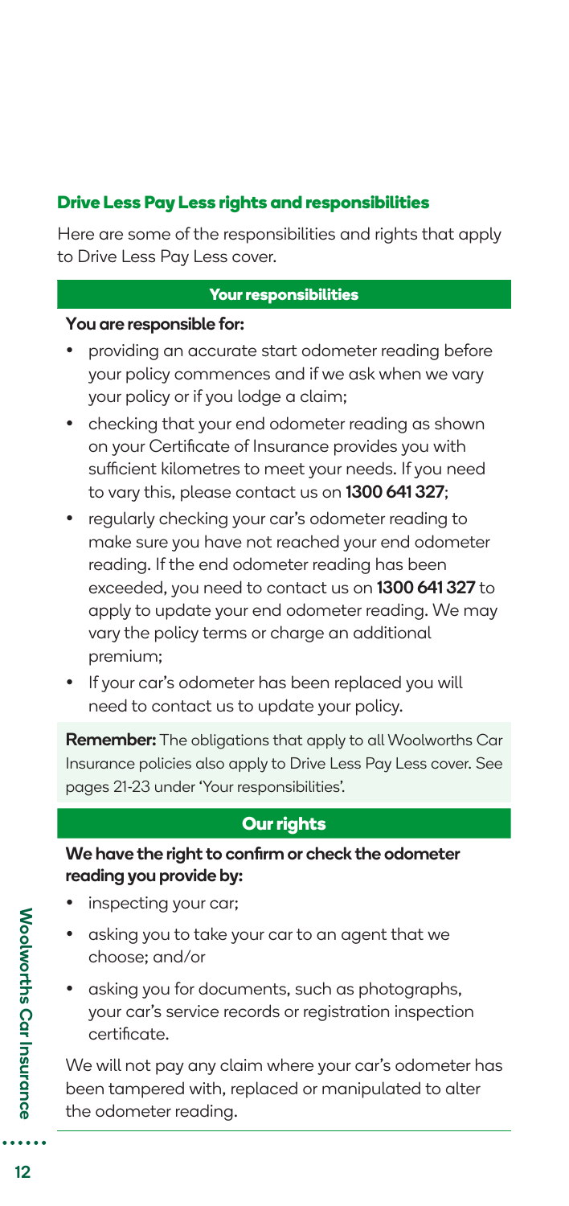## Drive Less Pay Less rights and responsibilities

Here are some of the responsibilities and rights that apply to Drive Less Pay Less cover.

### Your responsibilities

**You are responsible for:**

- providing an accurate start odometer reading before your policy commences and if we ask when we vary your policy or if you lodge a claim;
- checking that your end odometer reading as shown on your Certificate of Insurance provides you with sufficient kilometres to meet your needs. If you need to vary this, please contact us on **1300 641 327**;
- regularly checking your car's odometer reading to make sure you have not reached your end odometer reading. If the end odometer reading has been exceeded, you need to contact us on **1300 641 327** to apply to update your end odometer reading. We may vary the policy terms or charge an additional premium;
- If your car's odometer has been replaced you will need to contact us to update your policy.

**Remember:** The obligations that apply to all Woolworths Car Insurance policies also apply to Drive Less Pay Less cover. See pages 21-23 under 'Your responsibilities'.

### Our rights

**We have the right to confirm or check the odometer reading you provide by:**

- inspecting your car;
- asking you to take your car to an agent that we choose; and/or
- asking you for documents, such as photographs, your car's service records or registration inspection certificate.

We will not pay any claim where your car's odometer has been tampered with, replaced or manipulated to alter the odometer reading.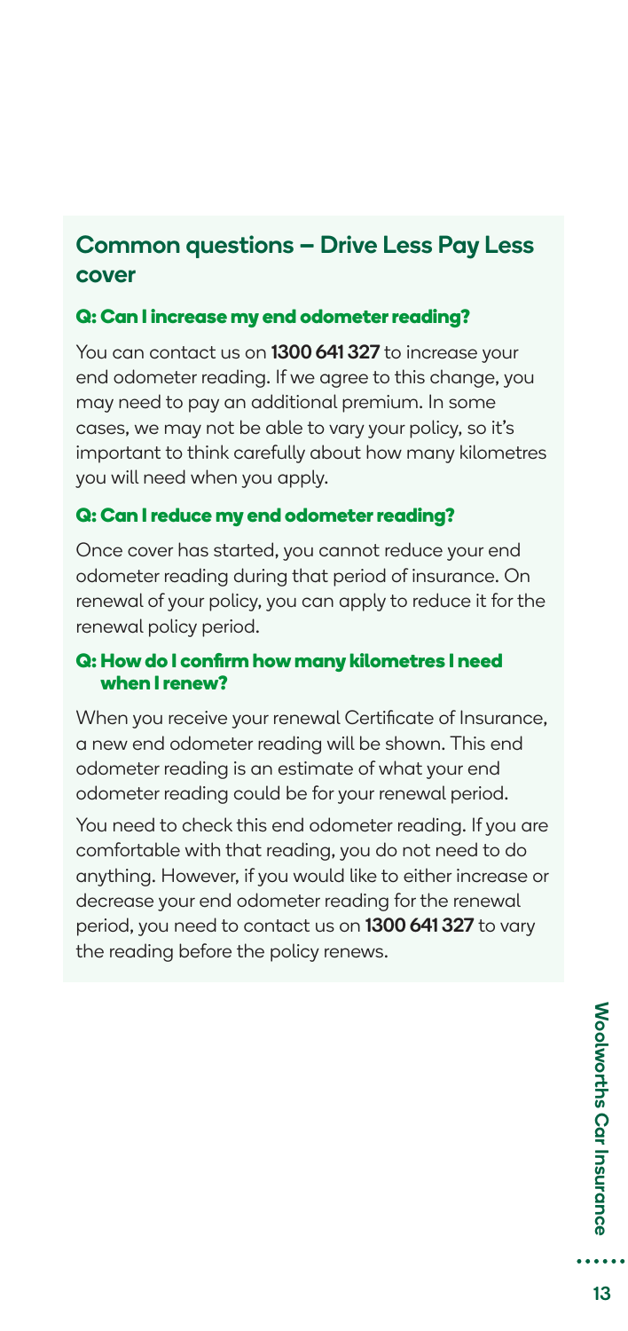## Common questions – Drive Less Pay Less cover

### Q: Can I increase my end odometer reading?

You can contact us on **1300 641 327** to increase your end odometer reading. If we agree to this change, you may need to pay an additional premium. In some cases, we may not be able to vary your policy, so it's important to think carefully about how many kilometres you will need when you apply.

### Q: Can I reduce my end odometer reading?

Once cover has started, you cannot reduce your end odometer reading during that period of insurance. On renewal of your policy, you can apply to reduce it for the renewal policy period.

### Q: How do I confirm how many kilometres I need when I renew?

When you receive your renewal Certificate of Insurance, a new end odometer reading will be shown. This end odometer reading is an estimate of what your end odometer reading could be for your renewal period.

You need to check this end odometer reading. If you are comfortable with that reading, you do not need to do anything. However, if you would like to either increase or decrease your end odometer reading for the renewal period, you need to contact us on **1300 641 327** to vary the reading before the policy renews.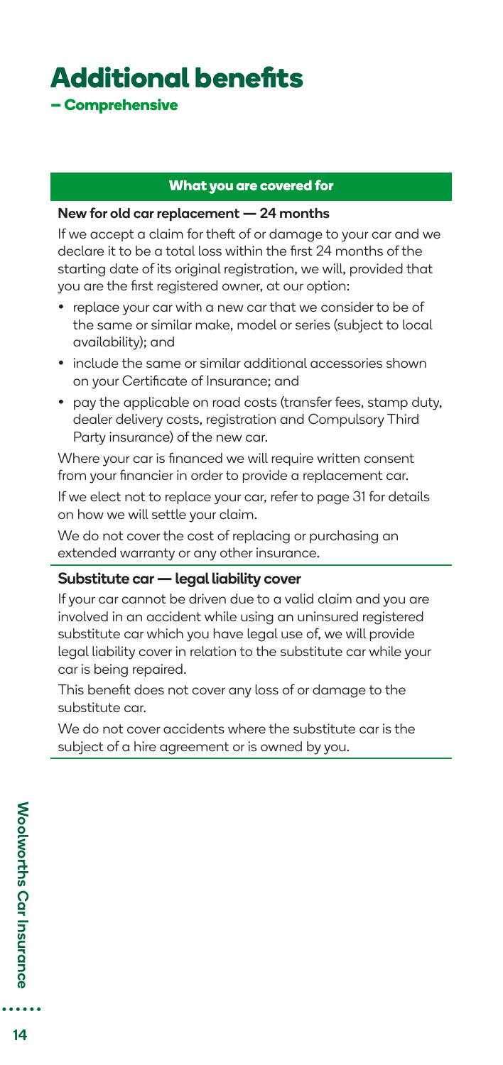# Additional benefits

## – Comprehensive

### What you are covered for

**New for old car replacement — 24 months**

If we accept a claim for theft of or damage to your car and we declare it to be a total loss within the first 24 months of the starting date of its original registration, we will, provided that you are the first registered owner, at our option:

- replace your car with a new car that we consider to be of the same or similar make, model or series (subject to local availability); and
- include the same or similar additional accessories shown on your Certificate of Insurance; and
- pay the applicable on road costs (transfer fees, stamp duty, dealer delivery costs, registration and Compulsory Third Party insurance) of the new car.

Where your car is financed we will require written consent from your financier in order to provide a replacement car.

If we elect not to replace your car, refer to page 31 for details on how we will settle your claim.

We do not cover the cost of replacing or purchasing an extended warranty or any other insurance.

**Substitute car — legal liability cover**

If your car cannot be driven due to a valid claim and you are involved in an accident while using an uninsured registered substitute car which you have legal use of, we will provide legal liability cover in relation to the substitute car while your car is being repaired.

This benefit does not cover any loss of or damage to the substitute car.

We do not cover accidents where the substitute car is the subject of a hire agreement or is owned by you.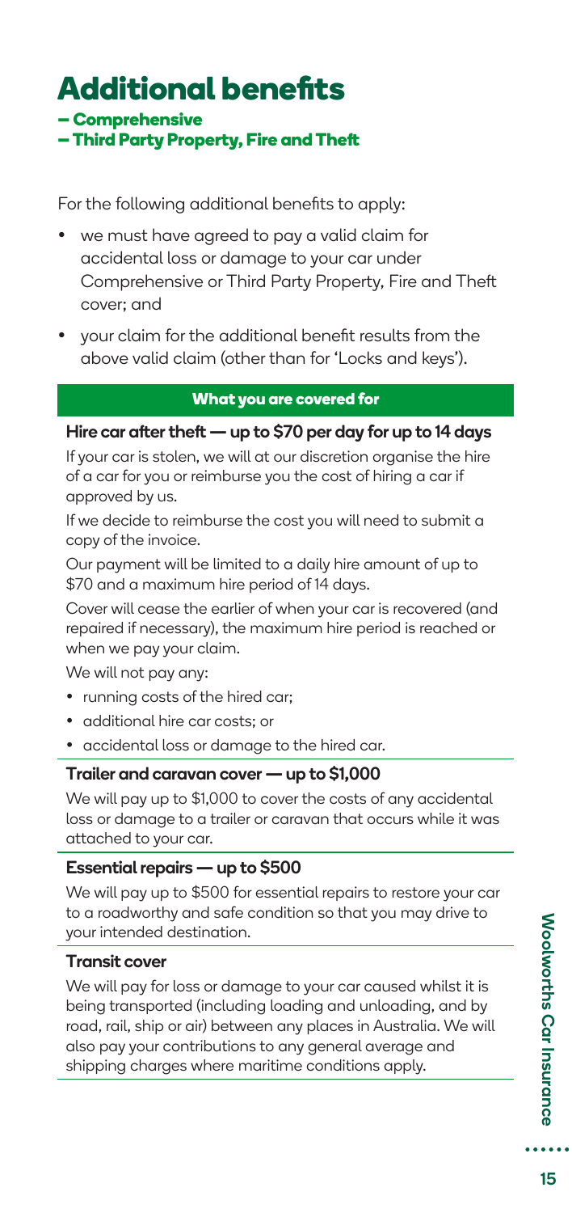# Additional benefits

## – Comprehensive
## – Third Party Property, Fire and Theft

For the following additional benefits to apply:

- we must have agreed to pay a valid claim for accidental loss or damage to your car under Comprehensive or Third Party Property, Fire and Theft cover; and
- your claim for the additional benefit results from the above valid claim (other than for 'Locks and keys').

### What you are covered for

**Hire car after theft — up to $70 per day for up to 14 days**

If your car is stolen, we will at our discretion organise the hire of a car for you or reimburse you the cost of hiring a car if approved by us.

If we decide to reimburse the cost you will need to submit a copy of the invoice.

Our payment will be limited to a daily hire amount of up to $70 and a maximum hire period of 14 days.

Cover will cease the earlier of when your car is recovered (and repaired if necessary), the maximum hire period is reached or when we pay your claim.

We will not pay any:

- running costs of the hired car;
- additional hire car costs; or
- accidental loss or damage to the hired car.

**Trailer and caravan cover — up to $1,000**

We will pay up to $1,000 to cover the costs of any accidental loss or damage to a trailer or caravan that occurs while it was attached to your car.

**Essential repairs — up to $500**

We will pay up to $500 for essential repairs to restore your car to a roadworthy and safe condition so that you may drive to your intended destination.

**Transit cover**

We will pay for loss or damage to your car caused whilst it is being transported (including loading and unloading, and by road, rail, ship or air) between any places in Australia. We will also pay your contributions to any general average and shipping charges where maritime conditions apply.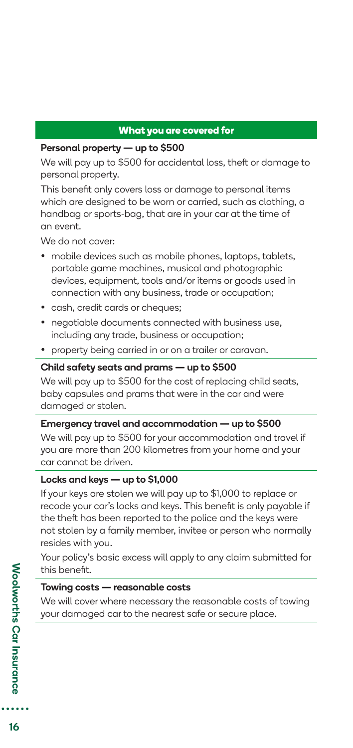## What you are covered for

**Personal property — up to $500**

We will pay up to $500 for accidental loss, theft or damage to personal property.

This benefit only covers loss or damage to personal items which are designed to be worn or carried, such as clothing, a handbag or sports-bag, that are in your car at the time of an event.

We do not cover:

- mobile devices such as mobile phones, laptops, tablets, portable game machines, musical and photographic devices, equipment, tools and/or items or goods used in connection with any business, trade or occupation;
- cash, credit cards or cheques;
- negotiable documents connected with business use, including any trade, business or occupation;
- property being carried in or on a trailer or caravan.

**Child safety seats and prams — up to $500**

We will pay up to $500 for the cost of replacing child seats, baby capsules and prams that were in the car and were damaged or stolen.

**Emergency travel and accommodation — up to $500**

We will pay up to $500 for your accommodation and travel if you are more than 200 kilometres from your home and your car cannot be driven.

**Locks and keys — up to $1,000**

If your keys are stolen we will pay up to $1,000 to replace or recode your car's locks and keys. This benefit is only payable if the theft has been reported to the police and the keys were not stolen by a family member, invitee or person who normally resides with you.

Your policy's basic excess will apply to any claim submitted for this benefit.

**Towing costs — reasonable costs**

We will cover where necessary the reasonable costs of towing your damaged car to the nearest safe or secure place.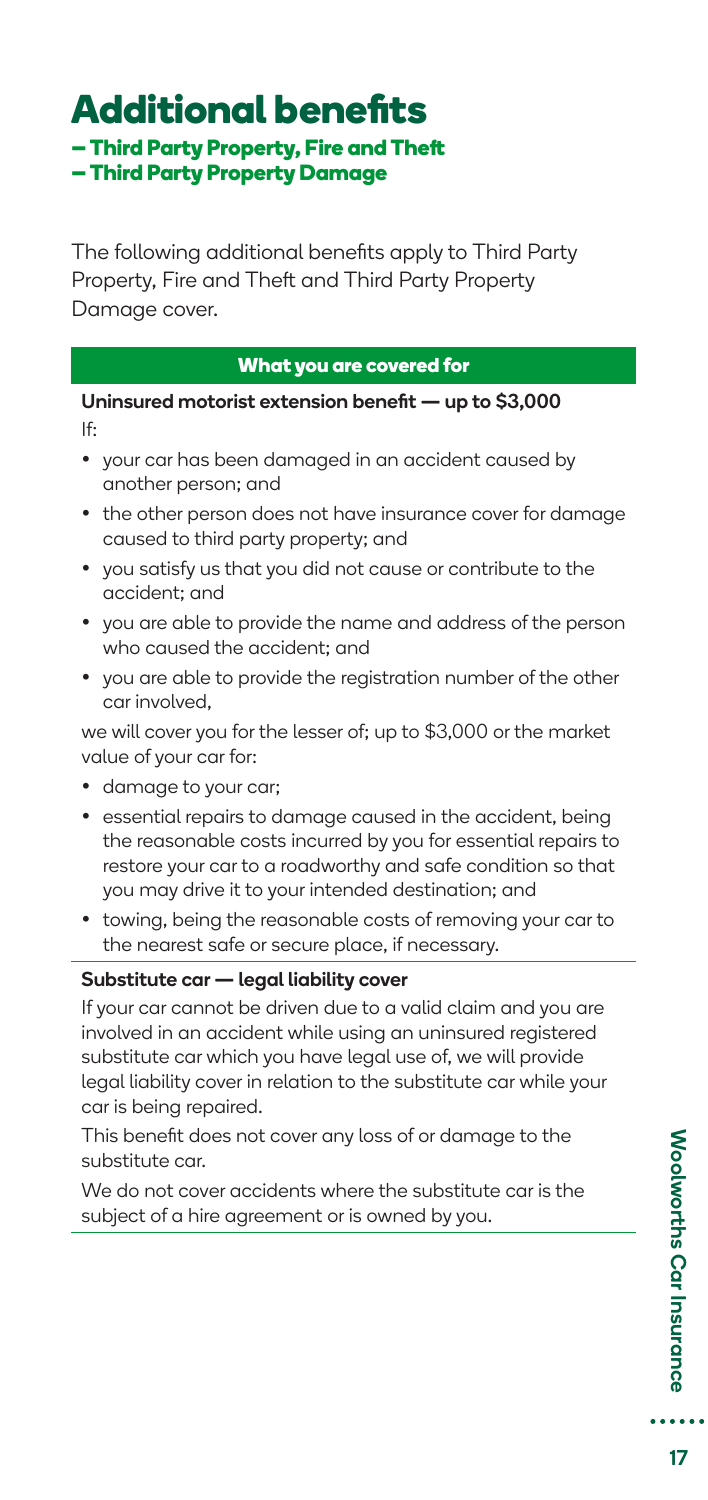# Additional benefits

## – Third Party Property, Fire and Theft
## – Third Party Property Damage

The following additional benefits apply to Third Party Property, Fire and Theft and Third Party Property Damage cover.

| What you are covered for |
| --- |
| **Uninsured motorist extension benefit — up to $3,000**<br>If:<br>• your car has been damaged in an accident caused by another person; and<br>• the other person does not have insurance cover for damage caused to third party property; and<br>• you satisfy us that you did not cause or contribute to the accident; and<br>• you are able to provide the name and address of the person who caused the accident; and<br>• you are able to provide the registration number of the other car involved,<br>we will cover you for the lesser of; up to $3,000 or the market value of your car for:<br>• damage to your car;<br>• essential repairs to damage caused in the accident, being the reasonable costs incurred by you for essential repairs to restore your car to a roadworthy and safe condition so that you may drive it to your intended destination; and<br>• towing, being the reasonable costs of removing your car to the nearest safe or secure place, if necessary. |
| **Substitute car — legal liability cover**<br>If your car cannot be driven due to a valid claim and you are involved in an accident while using an uninsured registered substitute car which you have legal use of, we will provide legal liability cover in relation to the substitute car while your car is being repaired.<br>This benefit does not cover any loss of or damage to the substitute car.<br>We do not cover accidents where the substitute car is the subject of a hire agreement or is owned by you. |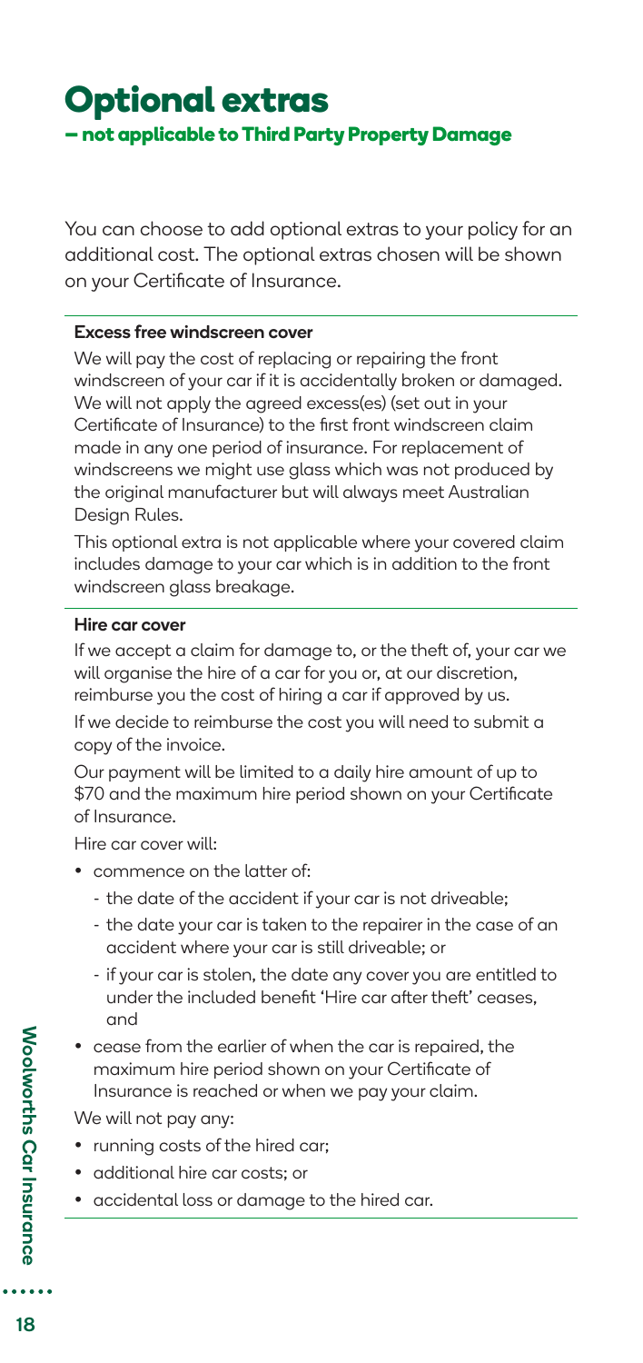# Optional extras

## – not applicable to Third Party Property Damage

You can choose to add optional extras to your policy for an additional cost. The optional extras chosen will be shown on your Certificate of Insurance.

**Excess free windscreen cover**

We will pay the cost of replacing or repairing the front windscreen of your car if it is accidentally broken or damaged. We will not apply the agreed excess(es) (set out in your Certificate of Insurance) to the first front windscreen claim made in any one period of insurance. For replacement of windscreens we might use glass which was not produced by the original manufacturer but will always meet Australian Design Rules.

This optional extra is not applicable where your covered claim includes damage to your car which is in addition to the front windscreen glass breakage.

**Hire car cover**

If we accept a claim for damage to, or the theft of, your car we will organise the hire of a car for you or, at our discretion, reimburse you the cost of hiring a car if approved by us.

If we decide to reimburse the cost you will need to submit a copy of the invoice.

Our payment will be limited to a daily hire amount of up to $70 and the maximum hire period shown on your Certificate of Insurance.

Hire car cover will:

- commence on the latter of:
  - the date of the accident if your car is not driveable;
  - the date your car is taken to the repairer in the case of an accident where your car is still driveable; or
  - if your car is stolen, the date any cover you are entitled to under the included benefit 'Hire car after theft' ceases, and
- cease from the earlier of when the car is repaired, the maximum hire period shown on your Certificate of Insurance is reached or when we pay your claim.

We will not pay any:

- running costs of the hired car;
- additional hire car costs; or
- accidental loss or damage to the hired car.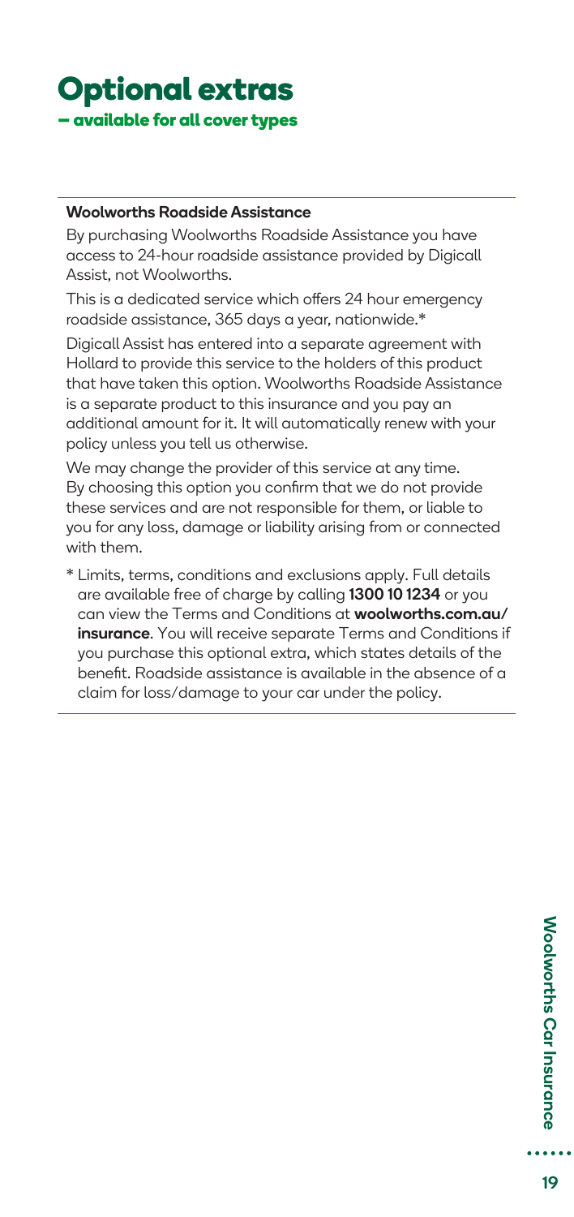# Optional extras

## – available for all cover types

**Woolworths Roadside Assistance**

By purchasing Woolworths Roadside Assistance you have access to 24-hour roadside assistance provided by Digicall Assist, not Woolworths.

This is a dedicated service which offers 24 hour emergency roadside assistance, 365 days a year, nationwide.*

Digicall Assist has entered into a separate agreement with Hollard to provide this service to the holders of this product that have taken this option. Woolworths Roadside Assistance is a separate product to this insurance and you pay an additional amount for it. It will automatically renew with your policy unless you tell us otherwise.

We may change the provider of this service at any time. By choosing this option you confirm that we do not provide these services and are not responsible for them, or liable to you for any loss, damage or liability arising from or connected with them.

* Limits, terms, conditions and exclusions apply. Full details are available free of charge by calling **1300 10 1234** or you can view the Terms and Conditions at **woolworths.com.au/insurance**. You will receive separate Terms and Conditions if you purchase this optional extra, which states details of the benefit. Roadside assistance is available in the absence of a claim for loss/damage to your car under the policy.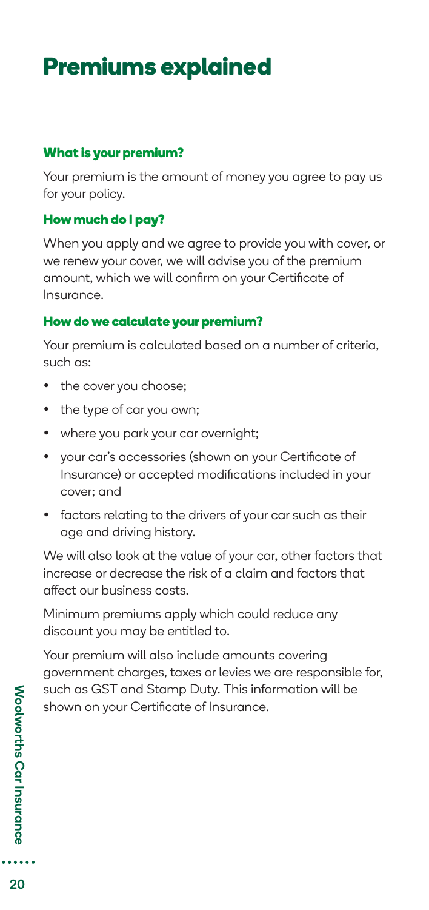# Premiums explained

### What is your premium?

Your premium is the amount of money you agree to pay us for your policy.

### How much do I pay?

When you apply and we agree to provide you with cover, or we renew your cover, we will advise you of the premium amount, which we will confirm on your Certificate of Insurance.

### How do we calculate your premium?

Your premium is calculated based on a number of criteria, such as:

- the cover you choose;
- the type of car you own;
- where you park your car overnight;
- your car's accessories (shown on your Certificate of Insurance) or accepted modifications included in your cover; and
- factors relating to the drivers of your car such as their age and driving history.

We will also look at the value of your car, other factors that increase or decrease the risk of a claim and factors that affect our business costs.

Minimum premiums apply which could reduce any discount you may be entitled to.

Your premium will also include amounts covering government charges, taxes or levies we are responsible for, such as GST and Stamp Duty. This information will be shown on your Certificate of Insurance.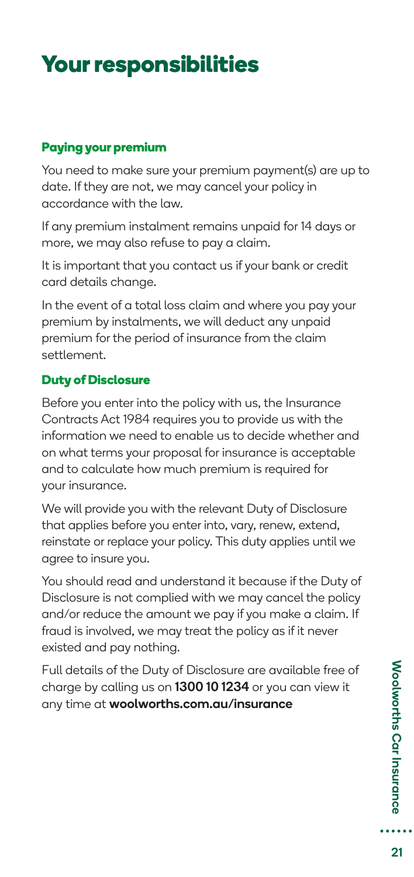# Your responsibilities

### Paying your premium

You need to make sure your premium payment(s) are up to date. If they are not, we may cancel your policy in accordance with the law.

If any premium instalment remains unpaid for 14 days or more, we may also refuse to pay a claim.

It is important that you contact us if your bank or credit card details change.

In the event of a total loss claim and where you pay your premium by instalments, we will deduct any unpaid premium for the period of insurance from the claim settlement.

### Duty of Disclosure

Before you enter into the policy with us, the Insurance Contracts Act 1984 requires you to provide us with the information we need to enable us to decide whether and on what terms your proposal for insurance is acceptable and to calculate how much premium is required for your insurance.

We will provide you with the relevant Duty of Disclosure that applies before you enter into, vary, renew, extend, reinstate or replace your policy. This duty applies until we agree to insure you.

You should read and understand it because if the Duty of Disclosure is not complied with we may cancel the policy and/or reduce the amount we pay if you make a claim. If fraud is involved, we may treat the policy as if it never existed and pay nothing.

Full details of the Duty of Disclosure are available free of charge by calling us on **1300 10 1234** or you can view it any time at **woolworths.com.au/insurance**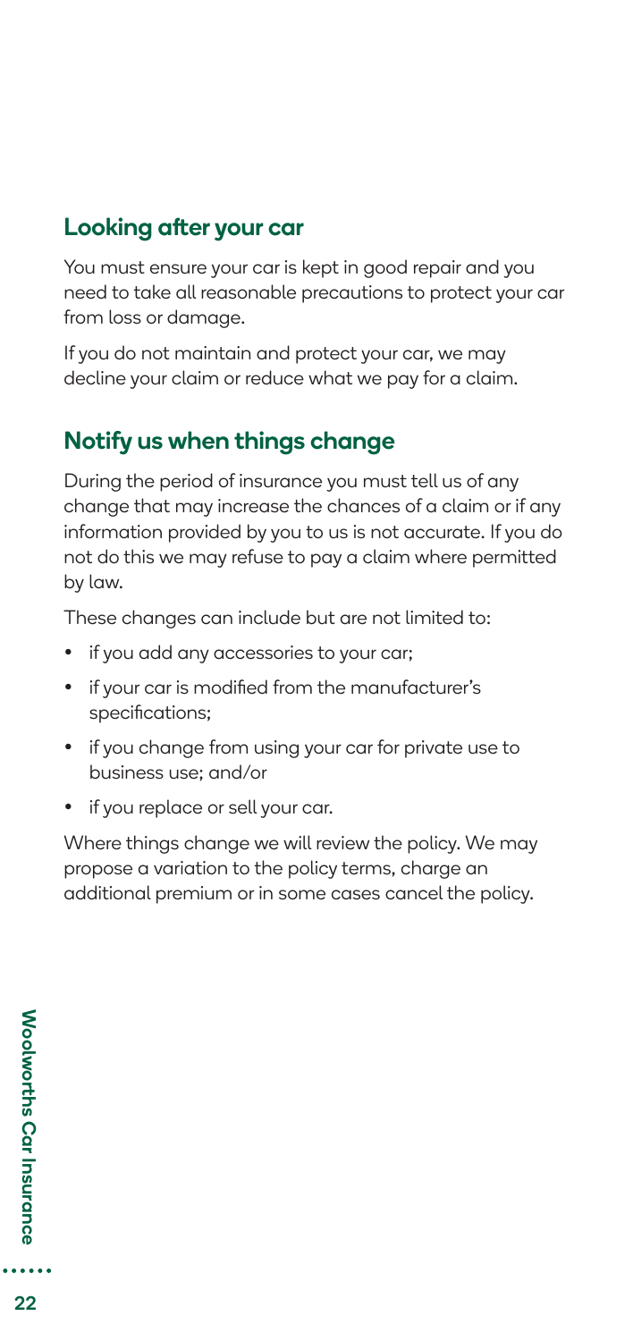## Looking after your car

You must ensure your car is kept in good repair and you need to take all reasonable precautions to protect your car from loss or damage.

If you do not maintain and protect your car, we may decline your claim or reduce what we pay for a claim.

## Notify us when things change

During the period of insurance you must tell us of any change that may increase the chances of a claim or if any information provided by you to us is not accurate. If you do not do this we may refuse to pay a claim where permitted by law.

These changes can include but are not limited to:

- if you add any accessories to your car;
- if your car is modified from the manufacturer's specifications;
- if you change from using your car for private use to business use; and/or
- if you replace or sell your car.

Where things change we will review the policy. We may propose a variation to the policy terms, charge an additional premium or in some cases cancel the policy.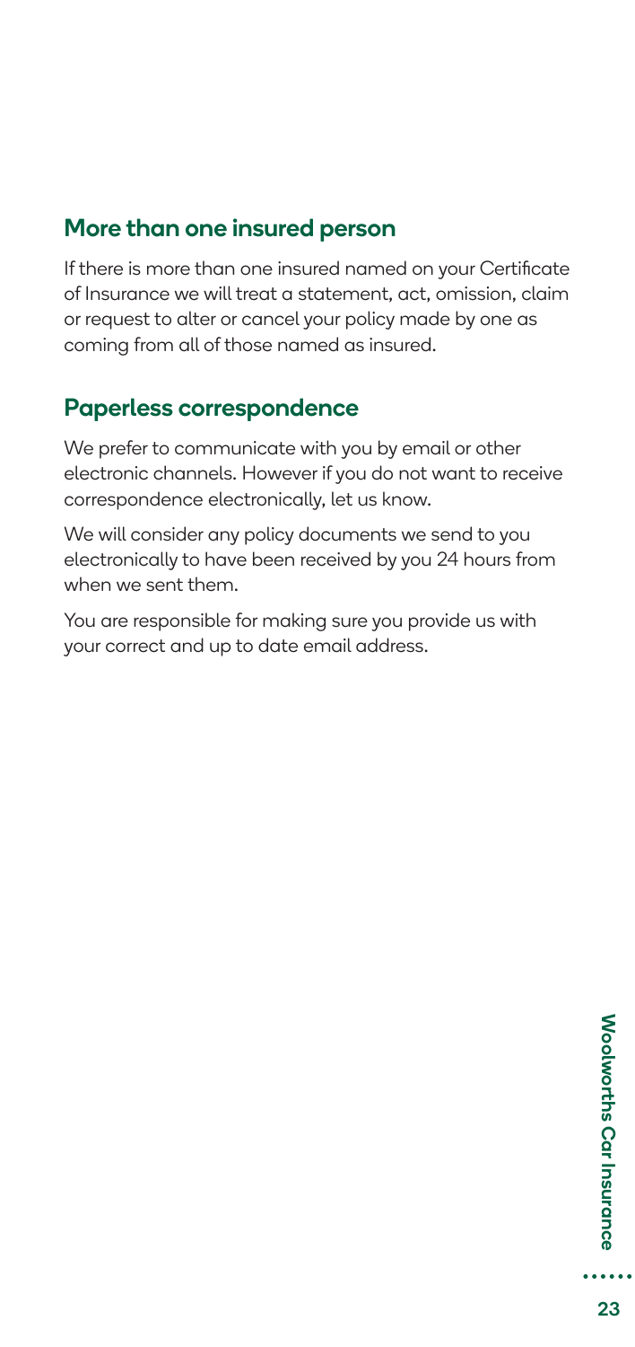## More than one insured person

If there is more than one insured named on your Certificate of Insurance we will treat a statement, act, omission, claim or request to alter or cancel your policy made by one as coming from all of those named as insured.

## Paperless correspondence

We prefer to communicate with you by email or other electronic channels. However if you do not want to receive correspondence electronically, let us know.

We will consider any policy documents we send to you electronically to have been received by you 24 hours from when we sent them.

You are responsible for making sure you provide us with your correct and up to date email address.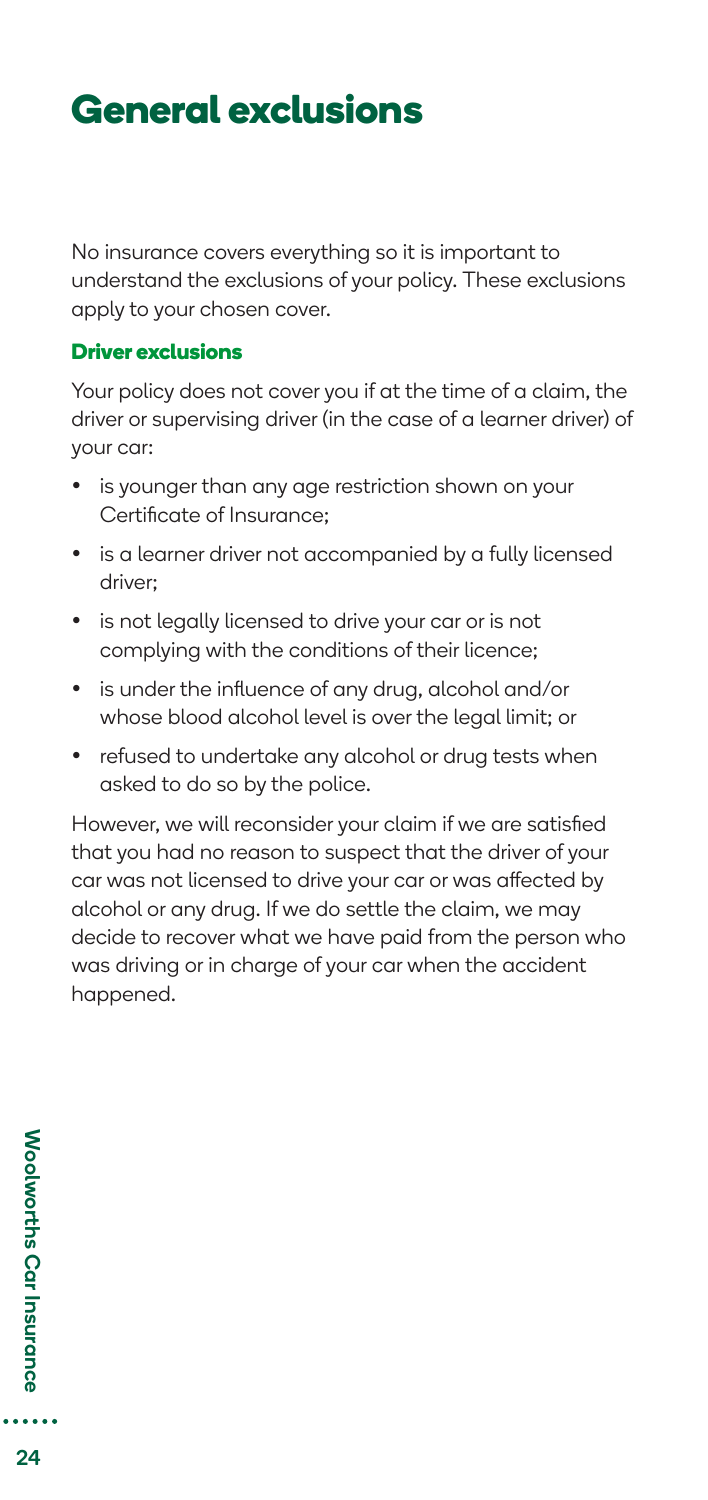# General exclusions

No insurance covers everything so it is important to understand the exclusions of your policy. These exclusions apply to your chosen cover.

### Driver exclusions

Your policy does not cover you if at the time of a claim, the driver or supervising driver (in the case of a learner driver) of your car:

- is younger than any age restriction shown on your Certificate of Insurance;
- is a learner driver not accompanied by a fully licensed driver;
- is not legally licensed to drive your car or is not complying with the conditions of their licence;
- is under the influence of any drug, alcohol and/or whose blood alcohol level is over the legal limit; or
- refused to undertake any alcohol or drug tests when asked to do so by the police.

However, we will reconsider your claim if we are satisfied that you had no reason to suspect that the driver of your car was not licensed to drive your car or was affected by alcohol or any drug. If we do settle the claim, we may decide to recover what we have paid from the person who was driving or in charge of your car when the accident happened.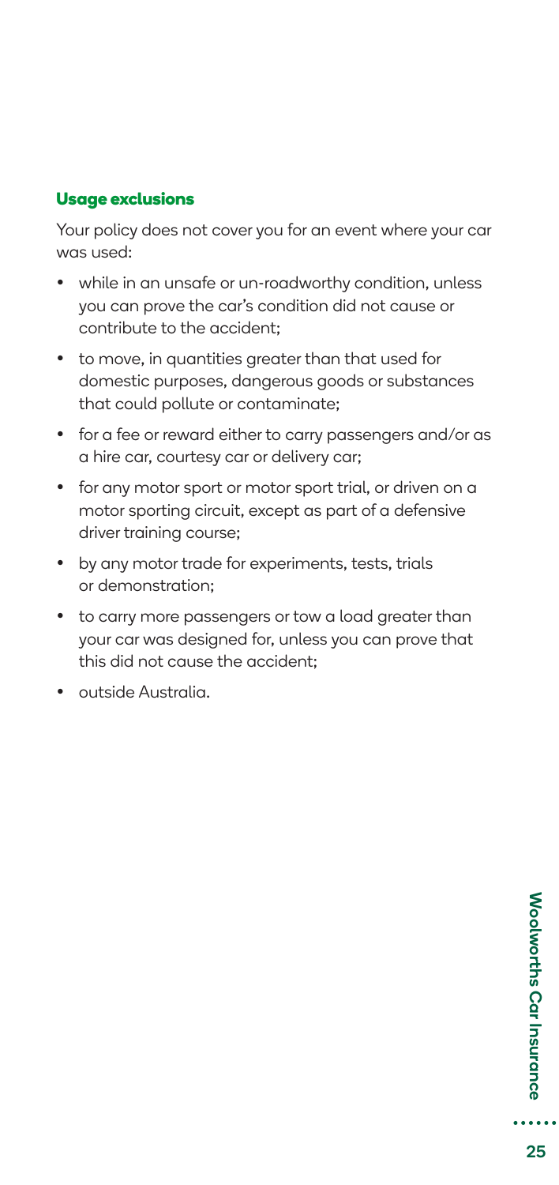### Usage exclusions

Your policy does not cover you for an event where your car was used:

- while in an unsafe or un-roadworthy condition, unless you can prove the car's condition did not cause or contribute to the accident;
- to move, in quantities greater than that used for domestic purposes, dangerous goods or substances that could pollute or contaminate;
- for a fee or reward either to carry passengers and/or as a hire car, courtesy car or delivery car;
- for any motor sport or motor sport trial, or driven on a motor sporting circuit, except as part of a defensive driver training course;
- by any motor trade for experiments, tests, trials or demonstration;
- to carry more passengers or tow a load greater than your car was designed for, unless you can prove that this did not cause the accident;
- outside Australia.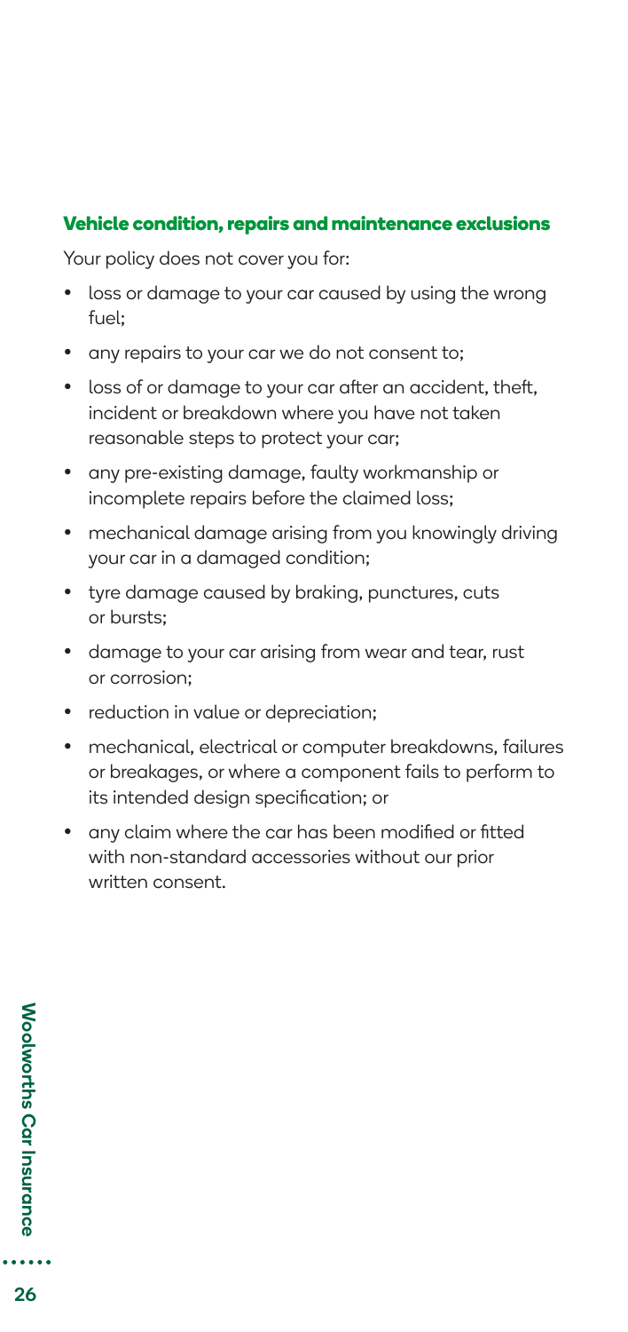### Vehicle condition, repairs and maintenance exclusions

Your policy does not cover you for:

- loss or damage to your car caused by using the wrong fuel;
- any repairs to your car we do not consent to;
- loss of or damage to your car after an accident, theft, incident or breakdown where you have not taken reasonable steps to protect your car;
- any pre-existing damage, faulty workmanship or incomplete repairs before the claimed loss;
- mechanical damage arising from you knowingly driving your car in a damaged condition;
- tyre damage caused by braking, punctures, cuts or bursts;
- damage to your car arising from wear and tear, rust or corrosion;
- reduction in value or depreciation;
- mechanical, electrical or computer breakdowns, failures or breakages, or where a component fails to perform to its intended design specification; or
- any claim where the car has been modified or fitted with non-standard accessories without our prior written consent.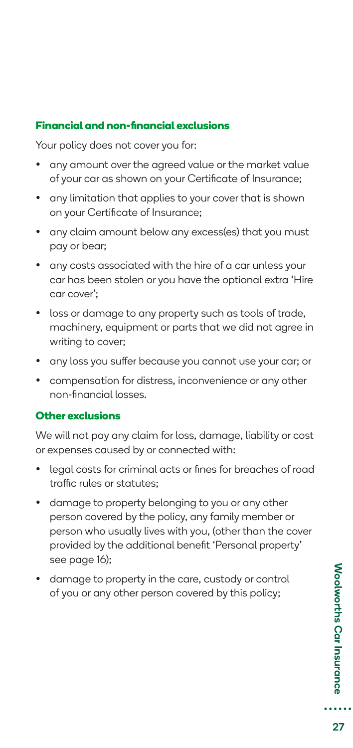### Financial and non-financial exclusions

Your policy does not cover you for:

- any amount over the agreed value or the market value of your car as shown on your Certificate of Insurance;
- any limitation that applies to your cover that is shown on your Certificate of Insurance;
- any claim amount below any excess(es) that you must pay or bear;
- any costs associated with the hire of a car unless your car has been stolen or you have the optional extra 'Hire car cover';
- loss or damage to any property such as tools of trade, machinery, equipment or parts that we did not agree in writing to cover;
- any loss you suffer because you cannot use your car; or
- compensation for distress, inconvenience or any other non-financial losses.

### Other exclusions

We will not pay any claim for loss, damage, liability or cost or expenses caused by or connected with:

- legal costs for criminal acts or fines for breaches of road traffic rules or statutes;
- damage to property belonging to you or any other person covered by the policy, any family member or person who usually lives with you, (other than the cover provided by the additional benefit 'Personal property' see page 16);
- damage to property in the care, custody or control of you or any other person covered by this policy;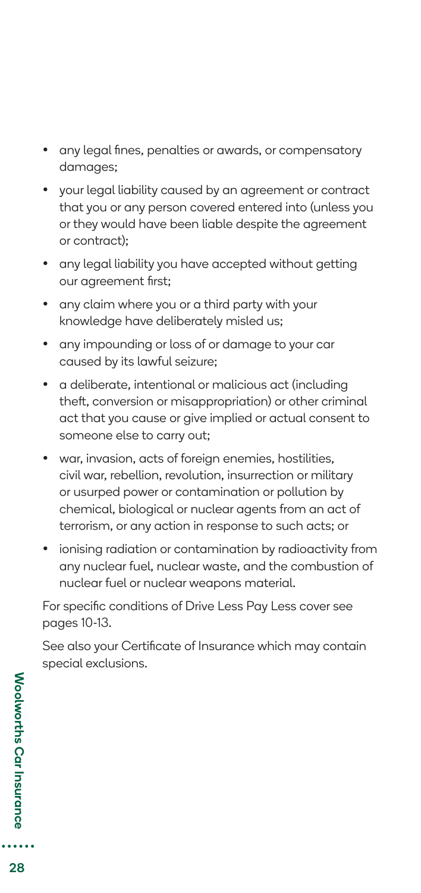- any legal fines, penalties or awards, or compensatory damages;
- your legal liability caused by an agreement or contract that you or any person covered entered into (unless you or they would have been liable despite the agreement or contract);
- any legal liability you have accepted without getting our agreement first;
- any claim where you or a third party with your knowledge have deliberately misled us;
- any impounding or loss of or damage to your car caused by its lawful seizure;
- a deliberate, intentional or malicious act (including theft, conversion or misappropriation) or other criminal act that you cause or give implied or actual consent to someone else to carry out;
- war, invasion, acts of foreign enemies, hostilities, civil war, rebellion, revolution, insurrection or military or usurped power or contamination or pollution by chemical, biological or nuclear agents from an act of terrorism, or any action in response to such acts; or
- ionising radiation or contamination by radioactivity from any nuclear fuel, nuclear waste, and the combustion of nuclear fuel or nuclear weapons material.

For specific conditions of Drive Less Pay Less cover see pages 10-13.

See also your Certificate of Insurance which may contain special exclusions.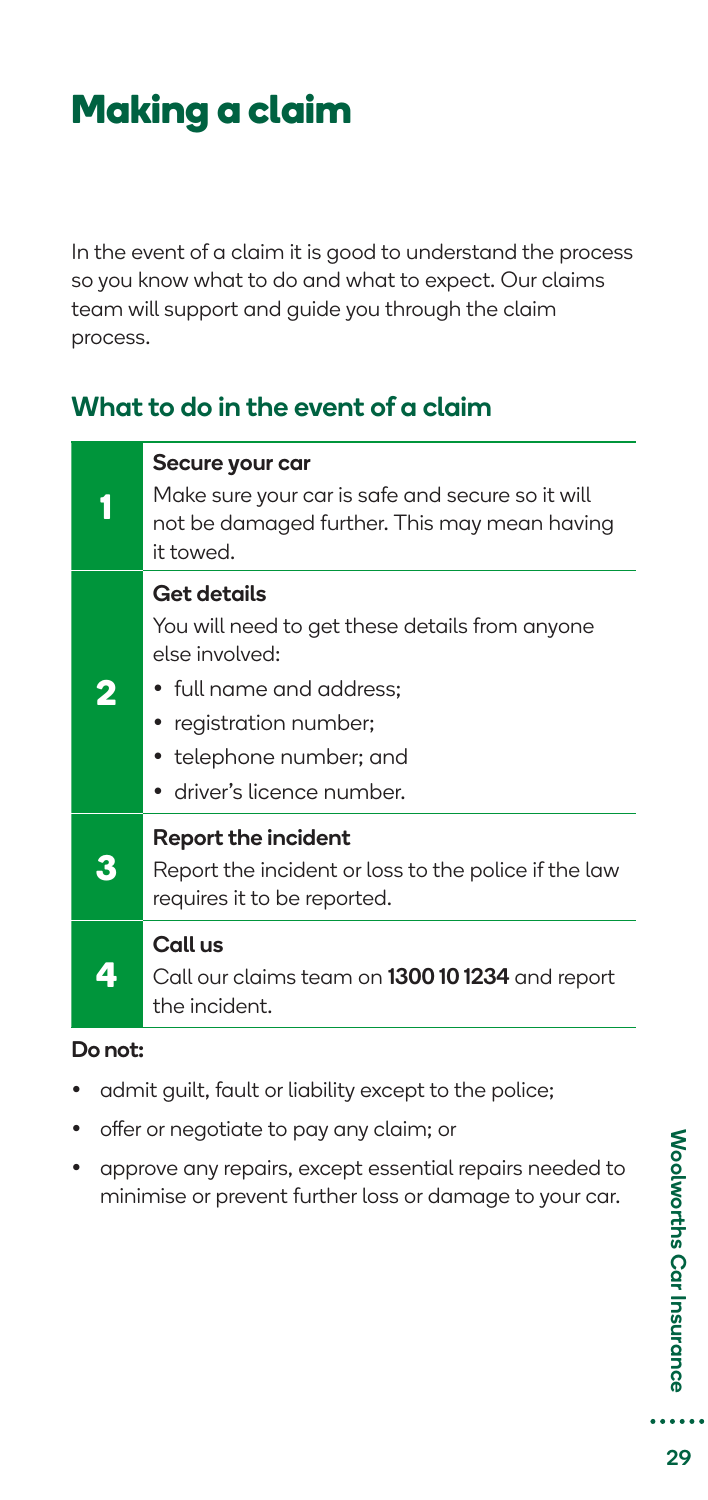# Making a claim

In the event of a claim it is good to understand the process so you know what to do and what to expect. Our claims team will support and guide you through the claim process.

## What to do in the event of a claim

| | |
|---|---|
| **1** | **Secure your car**<br>Make sure your car is safe and secure so it will not be damaged further. This may mean having it towed. |
| **2** | **Get details**<br>You will need to get these details from anyone else involved:<br>• full name and address;<br>• registration number;<br>• telephone number; and<br>• driver's licence number. |
| **3** | **Report the incident**<br>Report the incident or loss to the police if the law requires it to be reported. |
| **4** | **Call us**<br>Call our claims team on **1300 10 1234** and report the incident. |

**Do not:**

- admit guilt, fault or liability except to the police;
- offer or negotiate to pay any claim; or
- approve any repairs, except essential repairs needed to minimise or prevent further loss or damage to your car.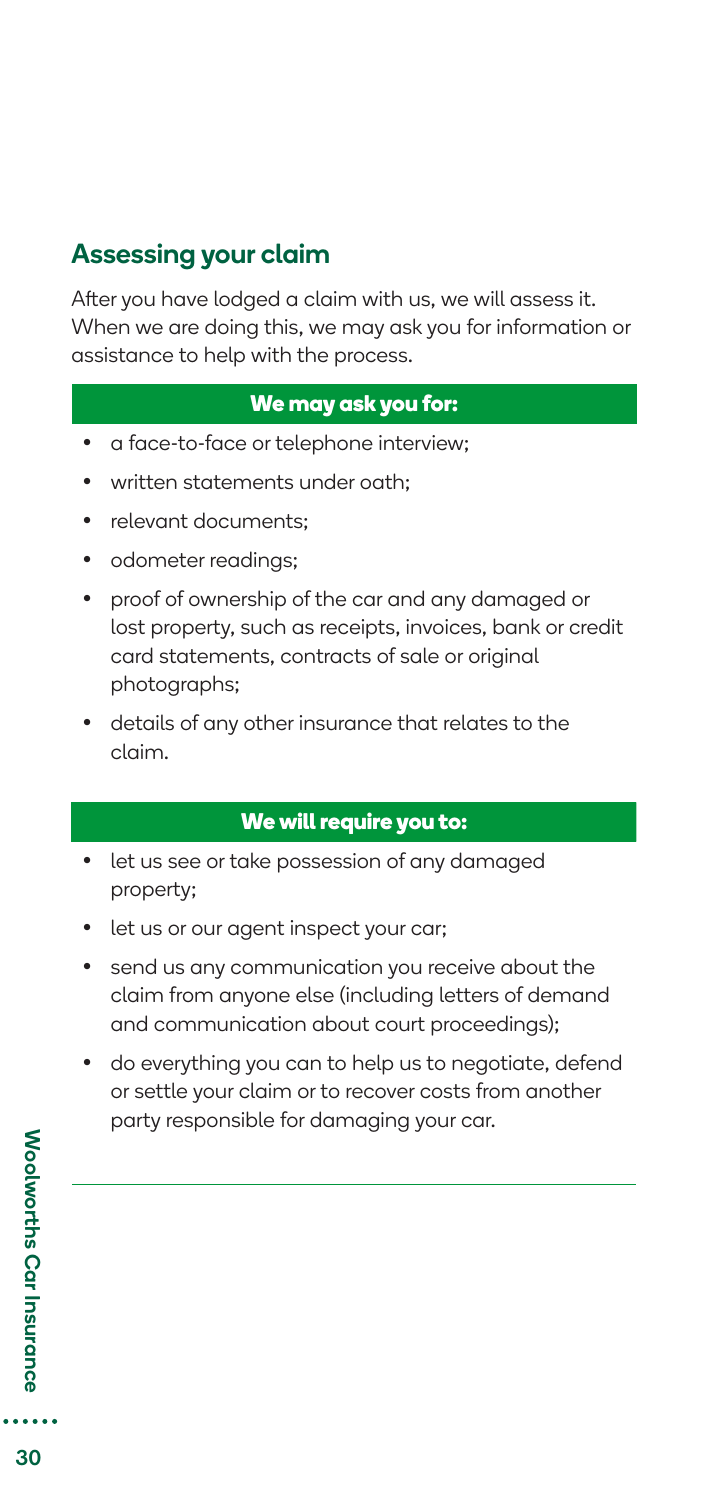## Assessing your claim

After you have lodged a claim with us, we will assess it. When we are doing this, we may ask you for information or assistance to help with the process.

### We may ask you for:

- a face-to-face or telephone interview;
- written statements under oath;
- relevant documents;
- odometer readings;
- proof of ownership of the car and any damaged or lost property, such as receipts, invoices, bank or credit card statements, contracts of sale or original photographs;
- details of any other insurance that relates to the claim.

### We will require you to:

- let us see or take possession of any damaged property;
- let us or our agent inspect your car;
- send us any communication you receive about the claim from anyone else (including letters of demand and communication about court proceedings);
- do everything you can to help us to negotiate, defend or settle your claim or to recover costs from another party responsible for damaging your car.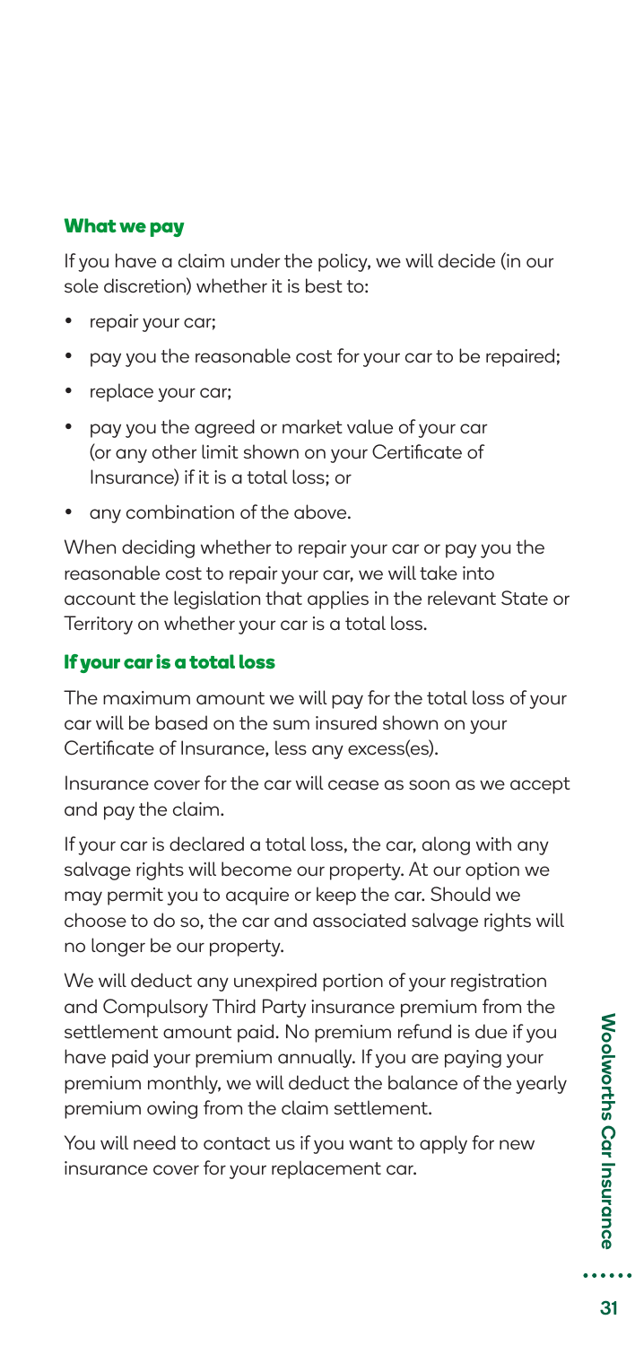### What we pay

If you have a claim under the policy, we will decide (in our sole discretion) whether it is best to:

- repair your car;
- pay you the reasonable cost for your car to be repaired;
- replace your car;
- pay you the agreed or market value of your car (or any other limit shown on your Certificate of Insurance) if it is a total loss; or
- any combination of the above.

When deciding whether to repair your car or pay you the reasonable cost to repair your car, we will take into account the legislation that applies in the relevant State or Territory on whether your car is a total loss.

### If your car is a total loss

The maximum amount we will pay for the total loss of your car will be based on the sum insured shown on your Certificate of Insurance, less any excess(es).

Insurance cover for the car will cease as soon as we accept and pay the claim.

If your car is declared a total loss, the car, along with any salvage rights will become our property. At our option we may permit you to acquire or keep the car. Should we choose to do so, the car and associated salvage rights will no longer be our property.

We will deduct any unexpired portion of your registration and Compulsory Third Party insurance premium from the settlement amount paid. No premium refund is due if you have paid your premium annually. If you are paying your premium monthly, we will deduct the balance of the yearly premium owing from the claim settlement.

You will need to contact us if you want to apply for new insurance cover for your replacement car.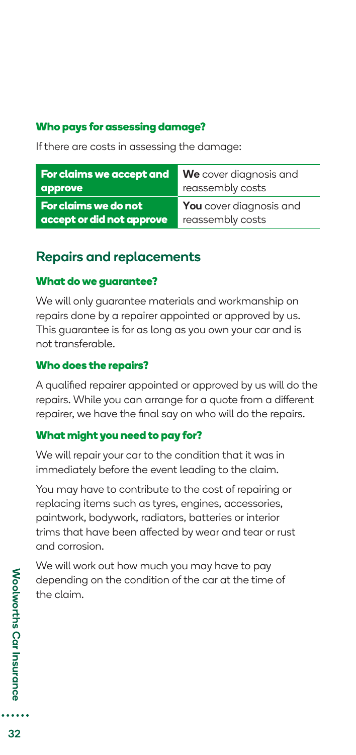### Who pays for assessing damage?

If there are costs in assessing the damage:

| For claims we accept and approve | **We** cover diagnosis and reassembly costs |
|---|---|
| **For claims we do not accept or did not approve** | **You** cover diagnosis and reassembly costs |

## Repairs and replacements

### What do we guarantee?

We will only guarantee materials and workmanship on repairs done by a repairer appointed or approved by us. This guarantee is for as long as you own your car and is not transferable.

### Who does the repairs?

A qualified repairer appointed or approved by us will do the repairs. While you can arrange for a quote from a different repairer, we have the final say on who will do the repairs.

### What might you need to pay for?

We will repair your car to the condition that it was in immediately before the event leading to the claim.

You may have to contribute to the cost of repairing or replacing items such as tyres, engines, accessories, paintwork, bodywork, radiators, batteries or interior trims that have been affected by wear and tear or rust and corrosion.

We will work out how much you may have to pay depending on the condition of the car at the time of the claim.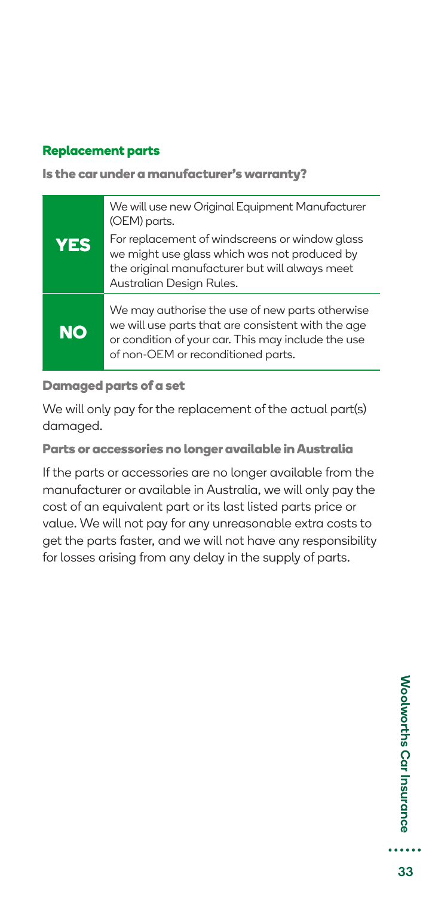## Replacement parts

### Is the car under a manufacturer's warranty?

| | |
|---|---|
| **YES** | We will use new Original Equipment Manufacturer (OEM) parts.<br><br>For replacement of windscreens or window glass we might use glass which was not produced by the original manufacturer but will always meet Australian Design Rules. |
| **NO** | We may authorise the use of new parts otherwise we will use parts that are consistent with the age or condition of your car. This may include the use of non-OEM or reconditioned parts. |

### Damaged parts of a set

We will only pay for the replacement of the actual part(s) damaged.

### Parts or accessories no longer available in Australia

If the parts or accessories are no longer available from the manufacturer or available in Australia, we will only pay the cost of an equivalent part or its last listed parts price or value. We will not pay for any unreasonable extra costs to get the parts faster, and we will not have any responsibility for losses arising from any delay in the supply of parts.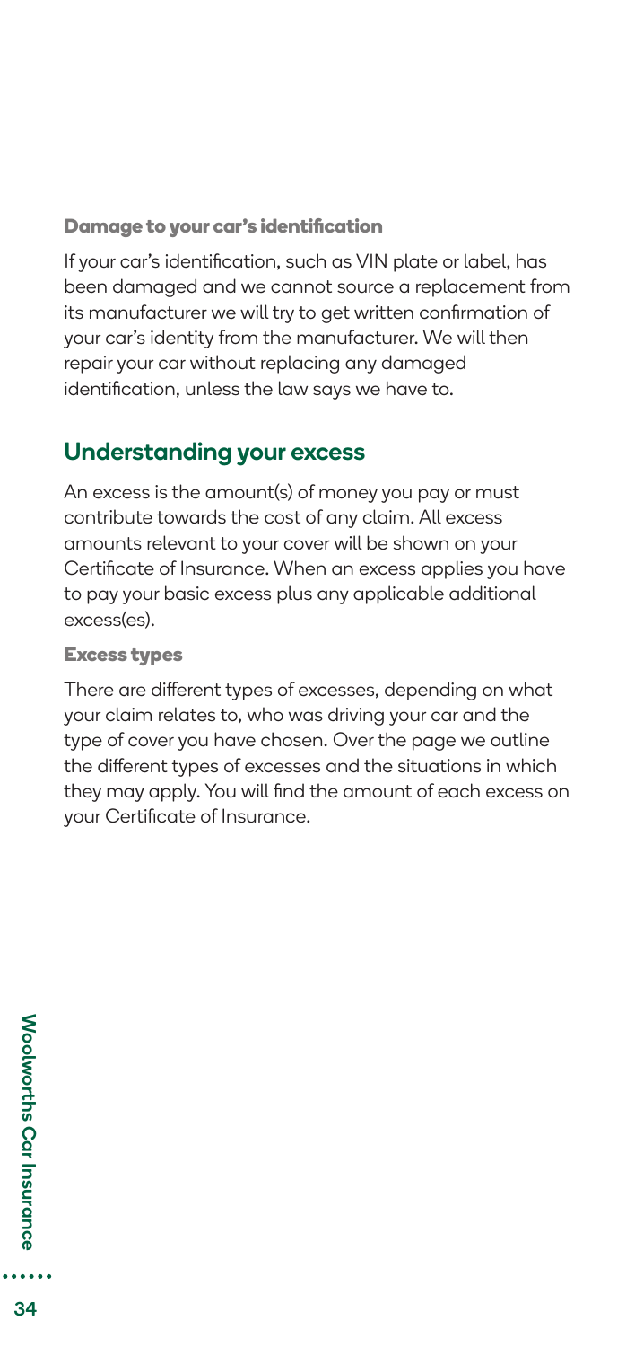### Damage to your car's identification

If your car's identification, such as VIN plate or label, has been damaged and we cannot source a replacement from its manufacturer we will try to get written confirmation of your car's identity from the manufacturer. We will then repair your car without replacing any damaged identification, unless the law says we have to.

## Understanding your excess

An excess is the amount(s) of money you pay or must contribute towards the cost of any claim. All excess amounts relevant to your cover will be shown on your Certificate of Insurance. When an excess applies you have to pay your basic excess plus any applicable additional excess(es).

### Excess types

There are different types of excesses, depending on what your claim relates to, who was driving your car and the type of cover you have chosen. Over the page we outline the different types of excesses and the situations in which they may apply. You will find the amount of each excess on your Certificate of Insurance.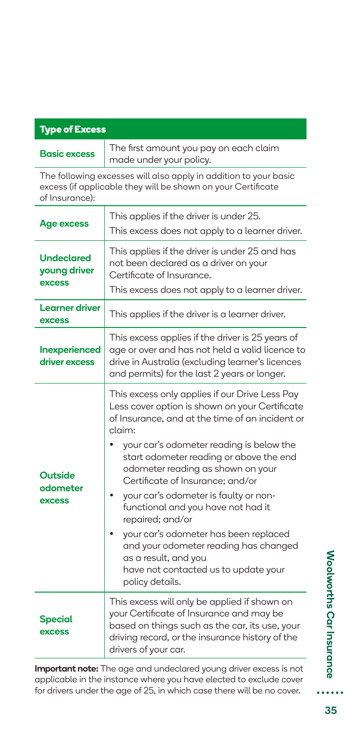| Type of Excess | |
|---|---|
| **Basic excess** | The first amount you pay on each claim made under your policy. |

The following excesses will also apply in addition to your basic excess (if applicable they will be shown on your Certificate of Insurance):

| | |
|---|---|
| **Age excess** | This applies if the driver is under 25.<br>This excess does not apply to a learner driver. |
| **Undeclared young driver excess** | This applies if the driver is under 25 and has not been declared as a driver on your Certificate of Insurance.<br>This excess does not apply to a learner driver. |
| **Learner driver excess** | This applies if the driver is a learner driver. |
| **Inexperienced driver excess** | This excess applies if the driver is 25 years of age or over and has not held a valid licence to drive in Australia (excluding learner's licences and permits) for the last 2 years or longer. |
| **Outside odometer excess** | This excess only applies if our Drive Less Pay Less cover option is shown on your Certificate of Insurance, and at the time of an incident or claim:<br>• your car's odometer reading is below the start odometer reading or above the end odometer reading as shown on your Certificate of Insurance; and/or<br>• your car's odometer is faulty or non-functional and you have not had it repaired; and/or<br>• your car's odometer has been replaced and your odometer reading has changed as a result, and you have not contacted us to update your policy details. |
| **Special excess** | This excess will only be applied if shown on your Certificate of Insurance and may be based on things such as the car, its use, your driving record, or the insurance history of the drivers of your car. |

**Important note:** The age and undeclared young driver excess is not applicable in the instance where you have elected to exclude cover for drivers under the age of 25, in which case there will be no cover.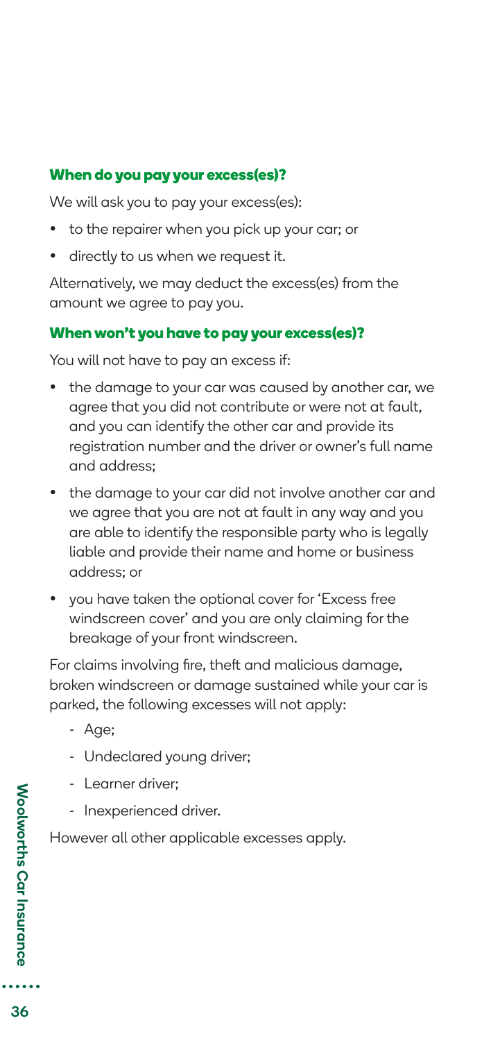### When do you pay your excess(es)?

We will ask you to pay your excess(es):

- to the repairer when you pick up your car; or
- directly to us when we request it.

Alternatively, we may deduct the excess(es) from the amount we agree to pay you.

### When won't you have to pay your excess(es)?

You will not have to pay an excess if:

- the damage to your car was caused by another car, we agree that you did not contribute or were not at fault, and you can identify the other car and provide its registration number and the driver or owner's full name and address;
- the damage to your car did not involve another car and we agree that you are not at fault in any way and you are able to identify the responsible party who is legally liable and provide their name and home or business address; or
- you have taken the optional cover for 'Excess free windscreen cover' and you are only claiming for the breakage of your front windscreen.

For claims involving fire, theft and malicious damage, broken windscreen or damage sustained while your car is parked, the following excesses will not apply:

- Age;
- Undeclared young driver;
- Learner driver;
- Inexperienced driver.

However all other applicable excesses apply.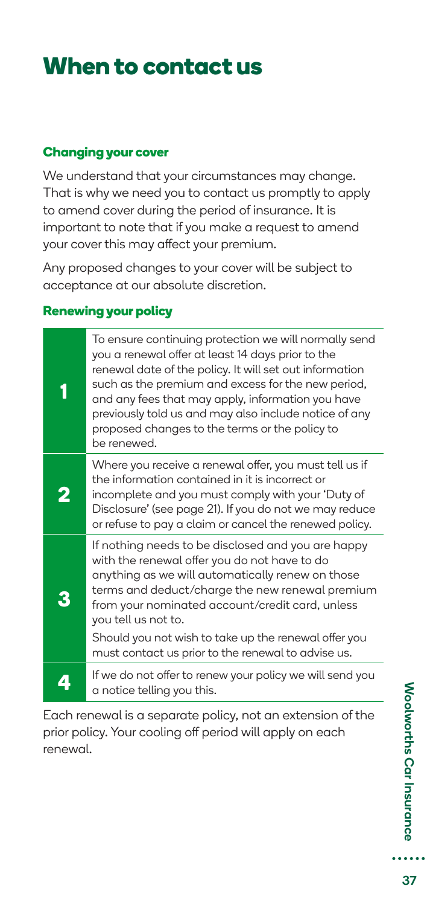# When to contact us

### Changing your cover

We understand that your circumstances may change. That is why we need you to contact us promptly to apply to amend cover during the period of insurance. It is important to note that if you make a request to amend your cover this may affect your premium.

Any proposed changes to your cover will be subject to acceptance at our absolute discretion.

### Renewing your policy

| | |
|---|---|
| **1** | To ensure continuing protection we will normally send you a renewal offer at least 14 days prior to the renewal date of the policy. It will set out information such as the premium and excess for the new period, and any fees that may apply, information you have previously told us and may also include notice of any proposed changes to the terms or the policy to be renewed. |
| **2** | Where you receive a renewal offer, you must tell us if the information contained in it is incorrect or incomplete and you must comply with your 'Duty of Disclosure' (see page 21). If you do not we may reduce or refuse to pay a claim or cancel the renewed policy. |
| **3** | If nothing needs to be disclosed and you are happy with the renewal offer you do not have to do anything as we will automatically renew on those terms and deduct/charge the new renewal premium from your nominated account/credit card, unless you tell us not to.<br>Should you not wish to take up the renewal offer you must contact us prior to the renewal to advise us. |
| **4** | If we do not offer to renew your policy we will send you a notice telling you this. |

Each renewal is a separate policy, not an extension of the prior policy. Your cooling off period will apply on each renewal.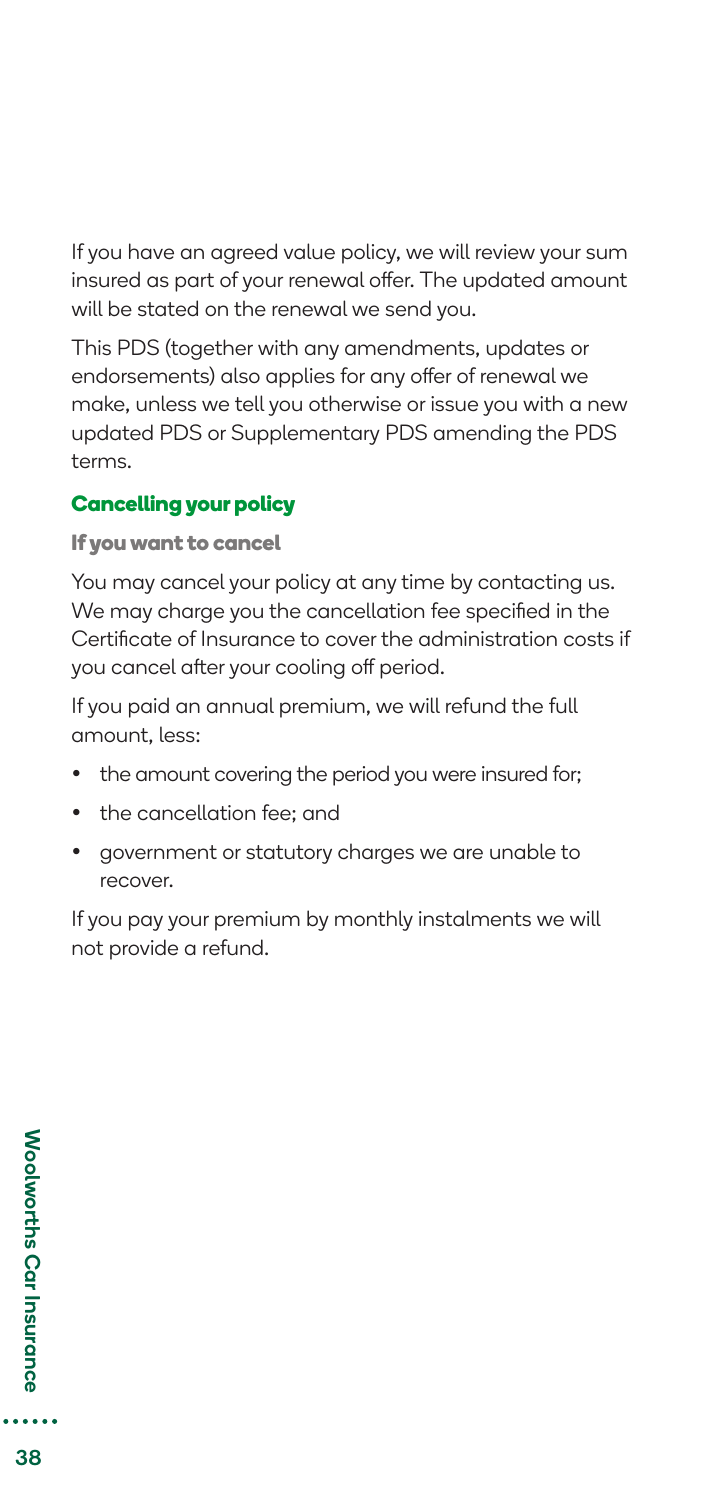If you have an agreed value policy, we will review your sum insured as part of your renewal offer. The updated amount will be stated on the renewal we send you.

This PDS (together with any amendments, updates or endorsements) also applies for any offer of renewal we make, unless we tell you otherwise or issue you with a new updated PDS or Supplementary PDS amending the PDS terms.

## Cancelling your policy

### If you want to cancel

You may cancel your policy at any time by contacting us. We may charge you the cancellation fee specified in the Certificate of Insurance to cover the administration costs if you cancel after your cooling off period.

If you paid an annual premium, we will refund the full amount, less:

- the amount covering the period you were insured for;
- the cancellation fee; and
- government or statutory charges we are unable to recover.

If you pay your premium by monthly instalments we will not provide a refund.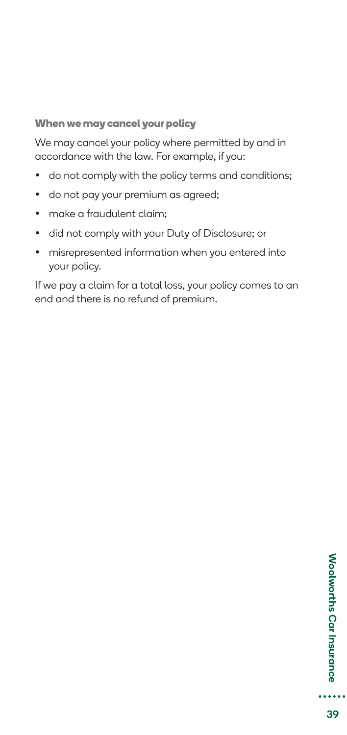### When we may cancel your policy

We may cancel your policy where permitted by and in accordance with the law. For example, if you:

- do not comply with the policy terms and conditions;
- do not pay your premium as agreed;
- make a fraudulent claim;
- did not comply with your Duty of Disclosure; or
- misrepresented information when you entered into your policy.

If we pay a claim for a total loss, your policy comes to an end and there is no refund of premium.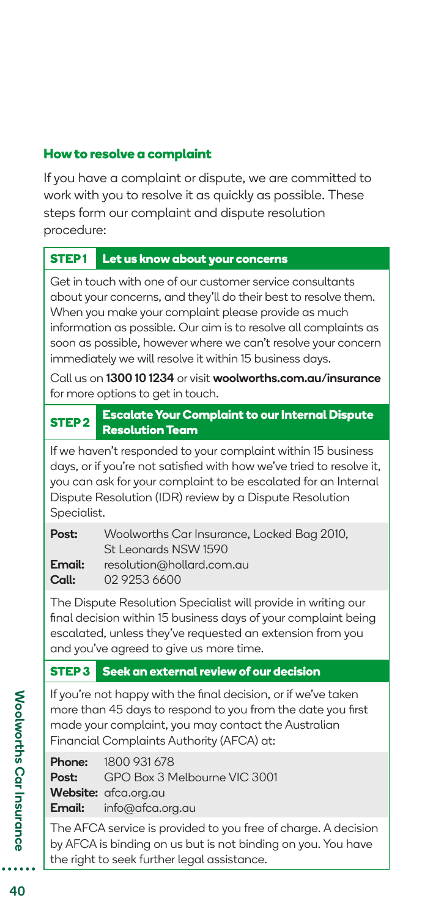## How to resolve a complaint

If you have a complaint or dispute, we are committed to work with you to resolve it as quickly as possible. These steps form our complaint and dispute resolution procedure:

### STEP 1 Let us know about your concerns

Get in touch with one of our customer service consultants about your concerns, and they'll do their best to resolve them. When you make your complaint please provide as much information as possible. Our aim is to resolve all complaints as soon as possible, however where we can't resolve your concern immediately we will resolve it within 15 business days.

Call us on **1300 10 1234** or visit **woolworths.com.au/insurance** for more options to get in touch.

### STEP 2 Escalate Your Complaint to our Internal Dispute Resolution Team

If we haven't responded to your complaint within 15 business days, or if you're not satisfied with how we've tried to resolve it, you can ask for your complaint to be escalated for an Internal Dispute Resolution (IDR) review by a Dispute Resolution Specialist.

**Post:** Woolworths Car Insurance, Locked Bag 2010, St Leonards NSW 1590
**Email:** resolution@hollard.com.au
**Call:** 02 9253 6600

The Dispute Resolution Specialist will provide in writing our final decision within 15 business days of your complaint being escalated, unless they've requested an extension from you and you've agreed to give us more time.

### STEP 3 Seek an external review of our decision

If you're not happy with the final decision, or if we've taken more than 45 days to respond to you from the date you first made your complaint, you may contact the Australian Financial Complaints Authority (AFCA) at:

**Phone:** 1800 931 678
**Post:** GPO Box 3 Melbourne VIC 3001
**Website:** afca.org.au
**Email:** info@afca.org.au

The AFCA service is provided to you free of charge. A decision by AFCA is binding on us but is not binding on you. You have the right to seek further legal assistance.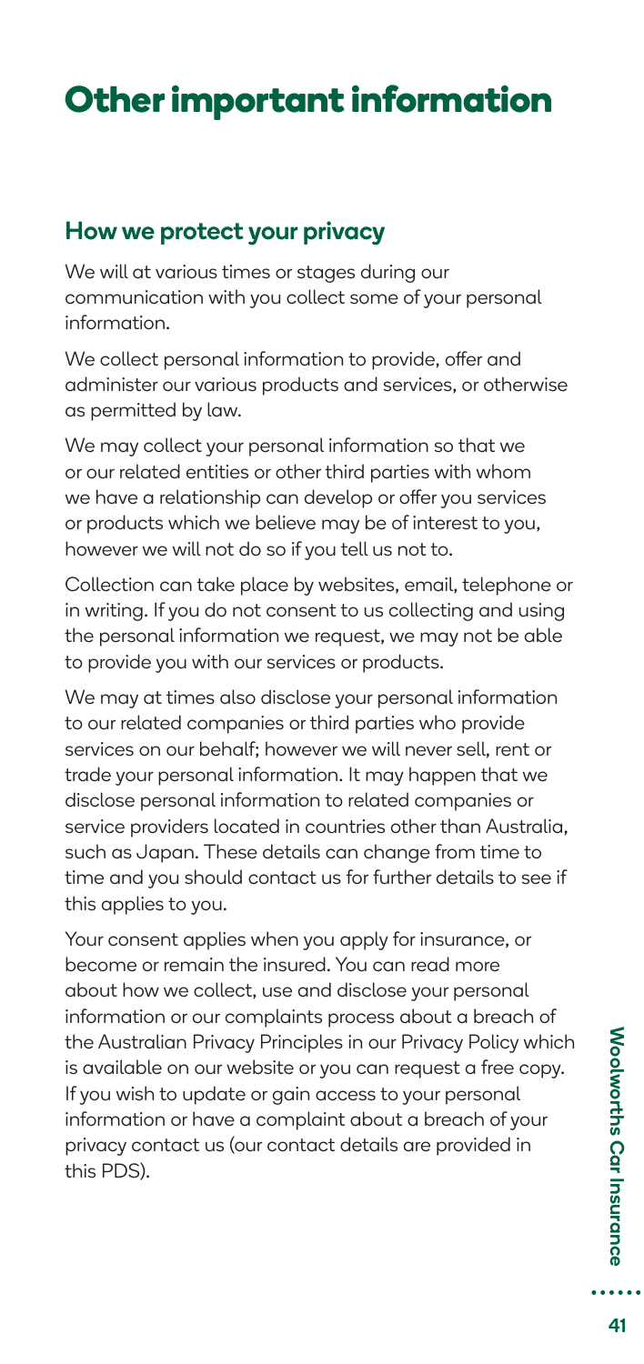# Other important information

## How we protect your privacy

We will at various times or stages during our communication with you collect some of your personal information.

We collect personal information to provide, offer and administer our various products and services, or otherwise as permitted by law.

We may collect your personal information so that we or our related entities or other third parties with whom we have a relationship can develop or offer you services or products which we believe may be of interest to you, however we will not do so if you tell us not to.

Collection can take place by websites, email, telephone or in writing. If you do not consent to us collecting and using the personal information we request, we may not be able to provide you with our services or products.

We may at times also disclose your personal information to our related companies or third parties who provide services on our behalf; however we will never sell, rent or trade your personal information. It may happen that we disclose personal information to related companies or service providers located in countries other than Australia, such as Japan. These details can change from time to time and you should contact us for further details to see if this applies to you.

Your consent applies when you apply for insurance, or become or remain the insured. You can read more about how we collect, use and disclose your personal information or our complaints process about a breach of the Australian Privacy Principles in our Privacy Policy which is available on our website or you can request a free copy. If you wish to update or gain access to your personal information or have a complaint about a breach of your privacy contact us (our contact details are provided in this PDS).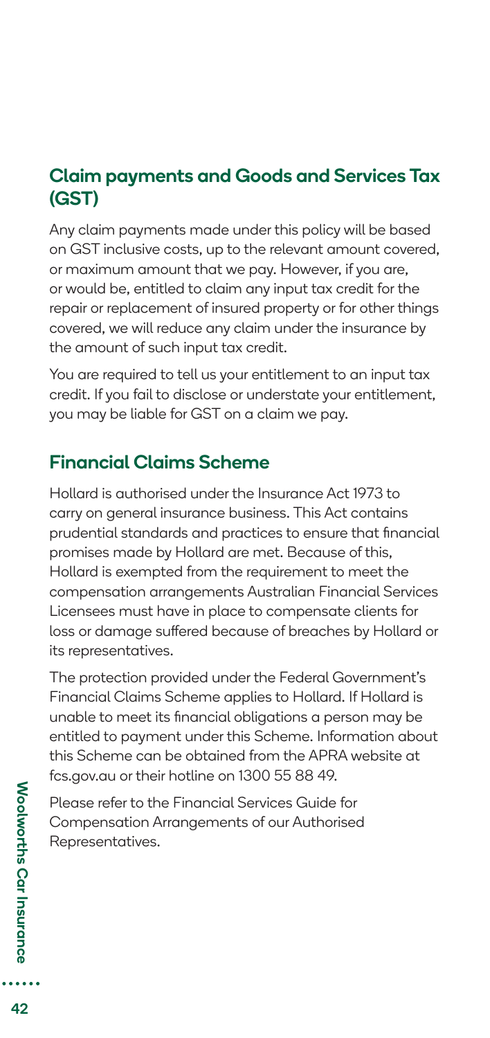## Claim payments and Goods and Services Tax (GST)

Any claim payments made under this policy will be based on GST inclusive costs, up to the relevant amount covered, or maximum amount that we pay. However, if you are, or would be, entitled to claim any input tax credit for the repair or replacement of insured property or for other things covered, we will reduce any claim under the insurance by the amount of such input tax credit.

You are required to tell us your entitlement to an input tax credit. If you fail to disclose or understate your entitlement, you may be liable for GST on a claim we pay.

## Financial Claims Scheme

Hollard is authorised under the Insurance Act 1973 to carry on general insurance business. This Act contains prudential standards and practices to ensure that financial promises made by Hollard are met. Because of this, Hollard is exempted from the requirement to meet the compensation arrangements Australian Financial Services Licensees must have in place to compensate clients for loss or damage suffered because of breaches by Hollard or its representatives.

The protection provided under the Federal Government's Financial Claims Scheme applies to Hollard. If Hollard is unable to meet its financial obligations a person may be entitled to payment under this Scheme. Information about this Scheme can be obtained from the APRA website at fcs.gov.au or their hotline on 1300 55 88 49.

Please refer to the Financial Services Guide for Compensation Arrangements of our Authorised Representatives.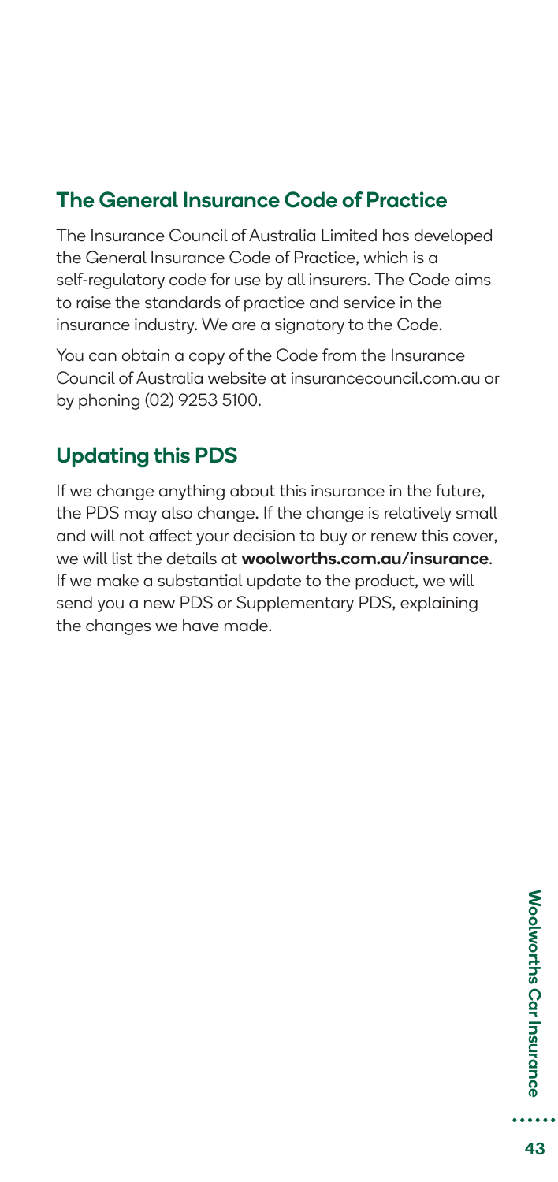## The General Insurance Code of Practice

The Insurance Council of Australia Limited has developed the General Insurance Code of Practice, which is a self-regulatory code for use by all insurers. The Code aims to raise the standards of practice and service in the insurance industry. We are a signatory to the Code.

You can obtain a copy of the Code from the Insurance Council of Australia website at insurancecouncil.com.au or by phoning (02) 9253 5100.

## Updating this PDS

If we change anything about this insurance in the future, the PDS may also change. If the change is relatively small and will not affect your decision to buy or renew this cover, we will list the details at **woolworths.com.au/insurance**. If we make a substantial update to the product, we will send you a new PDS or Supplementary PDS, explaining the changes we have made.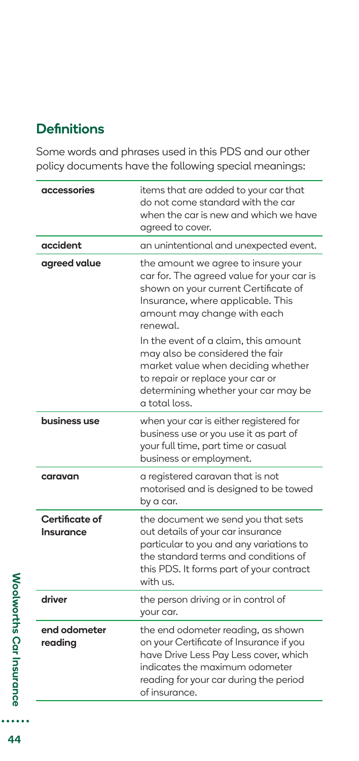## Definitions

Some words and phrases used in this PDS and our other policy documents have the following special meanings:

| | |
|---|---|
| **accessories** | items that are added to your car that do not come standard with the car when the car is new and which we have agreed to cover. |
| **accident** | an unintentional and unexpected event. |
| **agreed value** | the amount we agree to insure your car for. The agreed value for your car is shown on your current Certificate of Insurance, where applicable. This amount may change with each renewal.<br><br>In the event of a claim, this amount may also be considered the fair market value when deciding whether to repair or replace your car or determining whether your car may be a total loss. |
| **business use** | when your car is either registered for business use or you use it as part of your full time, part time or casual business or employment. |
| **caravan** | a registered caravan that is not motorised and is designed to be towed by a car. |
| **Certificate of Insurance** | the document we send you that sets out details of your car insurance particular to you and any variations to the standard terms and conditions of this PDS. It forms part of your contract with us. |
| **driver** | the person driving or in control of your car. |
| **end odometer reading** | the end odometer reading, as shown on your Certificate of Insurance if you have Drive Less Pay Less cover, which indicates the maximum odometer reading for your car during the period of insurance. |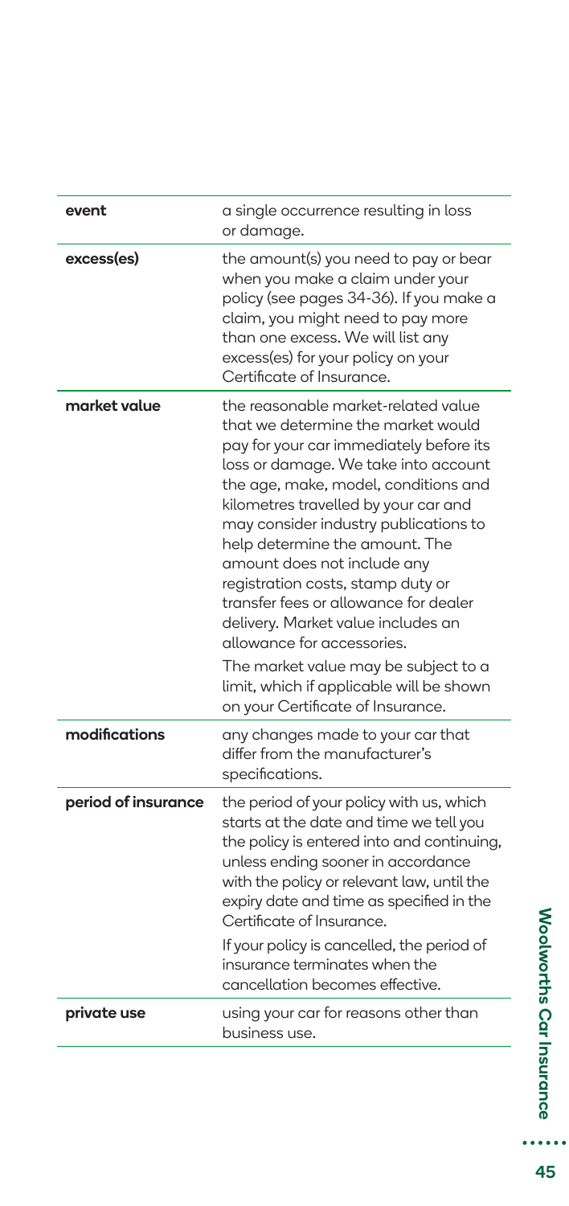| | |
|---|---|
| **event** | a single occurrence resulting in loss or damage. |
| **excess(es)** | the amount(s) you need to pay or bear when you make a claim under your policy (see pages 34-36). If you make a claim, you might need to pay more than one excess. We will list any excess(es) for your policy on your Certificate of Insurance. |
| **market value** | the reasonable market-related value that we determine the market would pay for your car immediately before its loss or damage. We take into account the age, make, model, conditions and kilometres travelled by your car and may consider industry publications to help determine the amount. The amount does not include any registration costs, stamp duty or transfer fees or allowance for dealer delivery. Market value includes an allowance for accessories.<br><br>The market value may be subject to a limit, which if applicable will be shown on your Certificate of Insurance. |
| **modifications** | any changes made to your car that differ from the manufacturer's specifications. |
| **period of insurance** | the period of your policy with us, which starts at the date and time we tell you the policy is entered into and continuing, unless ending sooner in accordance with the policy or relevant law, until the expiry date and time as specified in the Certificate of Insurance.<br><br>If your policy is cancelled, the period of insurance terminates when the cancellation becomes effective. |
| **private use** | using your car for reasons other than business use. |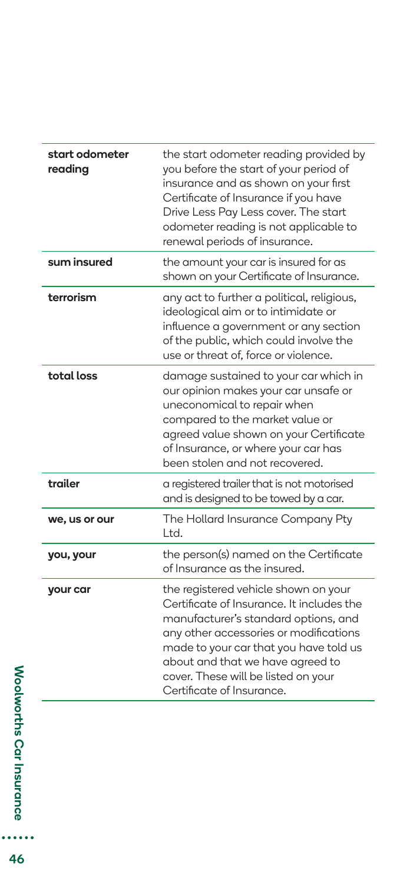| | |
|---|---|
| **start odometer reading** | the start odometer reading provided by you before the start of your period of insurance and as shown on your first Certificate of Insurance if you have Drive Less Pay Less cover. The start odometer reading is not applicable to renewal periods of insurance. |
| **sum insured** | the amount your car is insured for as shown on your Certificate of Insurance. |
| **terrorism** | any act to further a political, religious, ideological aim or to intimidate or influence a government or any section of the public, which could involve the use or threat of, force or violence. |
| **total loss** | damage sustained to your car which in our opinion makes your car unsafe or uneconomical to repair when compared to the market value or agreed value shown on your Certificate of Insurance, or where your car has been stolen and not recovered. |
| **trailer** | a registered trailer that is not motorised and is designed to be towed by a car. |
| **we, us or our** | The Hollard Insurance Company Pty Ltd. |
| **you, your** | the person(s) named on the Certificate of Insurance as the insured. |
| **your car** | the registered vehicle shown on your Certificate of Insurance. It includes the manufacturer's standard options, and any other accessories or modifications made to your car that you have told us about and that we have agreed to cover. These will be listed on your Certificate of Insurance. |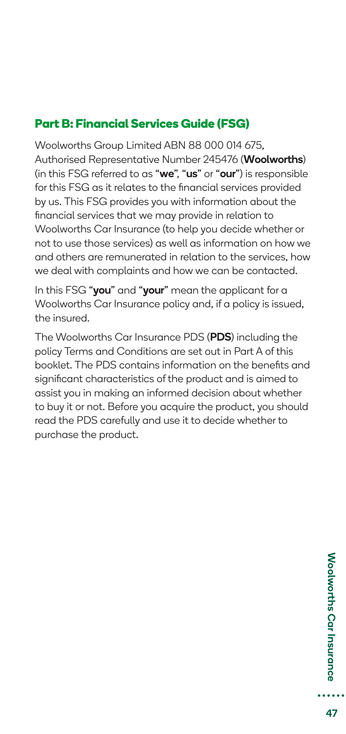## Part B: Financial Services Guide (FSG)

Woolworths Group Limited ABN 88 000 014 675, Authorised Representative Number 245476 (**Woolworths**) (in this FSG referred to as "**we**", "**us**" or "**our**") is responsible for this FSG as it relates to the financial services provided by us. This FSG provides you with information about the financial services that we may provide in relation to Woolworths Car Insurance (to help you decide whether or not to use those services) as well as information on how we and others are remunerated in relation to the services, how we deal with complaints and how we can be contacted.

In this FSG "**you**" and "**your**" mean the applicant for a Woolworths Car Insurance policy and, if a policy is issued, the insured.

The Woolworths Car Insurance PDS (**PDS**) including the policy Terms and Conditions are set out in Part A of this booklet. The PDS contains information on the benefits and significant characteristics of the product and is aimed to assist you in making an informed decision about whether to buy it or not. Before you acquire the product, you should read the PDS carefully and use it to decide whether to purchase the product.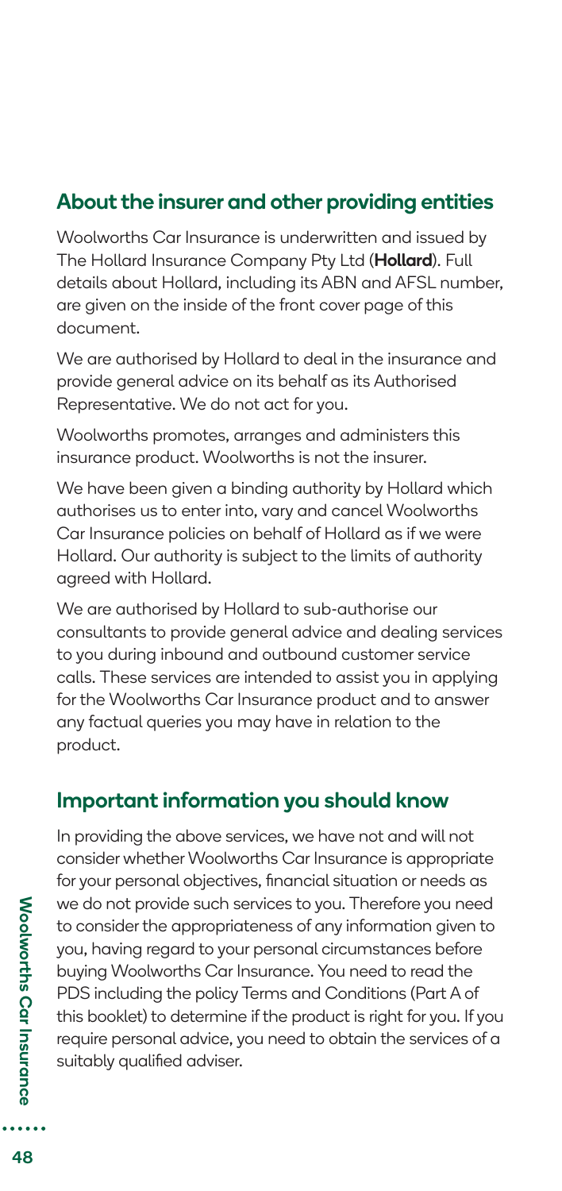## About the insurer and other providing entities

Woolworths Car Insurance is underwritten and issued by The Hollard Insurance Company Pty Ltd (**Hollard**). Full details about Hollard, including its ABN and AFSL number, are given on the inside of the front cover page of this document.

We are authorised by Hollard to deal in the insurance and provide general advice on its behalf as its Authorised Representative. We do not act for you.

Woolworths promotes, arranges and administers this insurance product. Woolworths is not the insurer.

We have been given a binding authority by Hollard which authorises us to enter into, vary and cancel Woolworths Car Insurance policies on behalf of Hollard as if we were Hollard. Our authority is subject to the limits of authority agreed with Hollard.

We are authorised by Hollard to sub-authorise our consultants to provide general advice and dealing services to you during inbound and outbound customer service calls. These services are intended to assist you in applying for the Woolworths Car Insurance product and to answer any factual queries you may have in relation to the product.

## Important information you should know

In providing the above services, we have not and will not consider whether Woolworths Car Insurance is appropriate for your personal objectives, financial situation or needs as we do not provide such services to you. Therefore you need to consider the appropriateness of any information given to you, having regard to your personal circumstances before buying Woolworths Car Insurance. You need to read the PDS including the policy Terms and Conditions (Part A of this booklet) to determine if the product is right for you. If you require personal advice, you need to obtain the services of a suitably qualified adviser.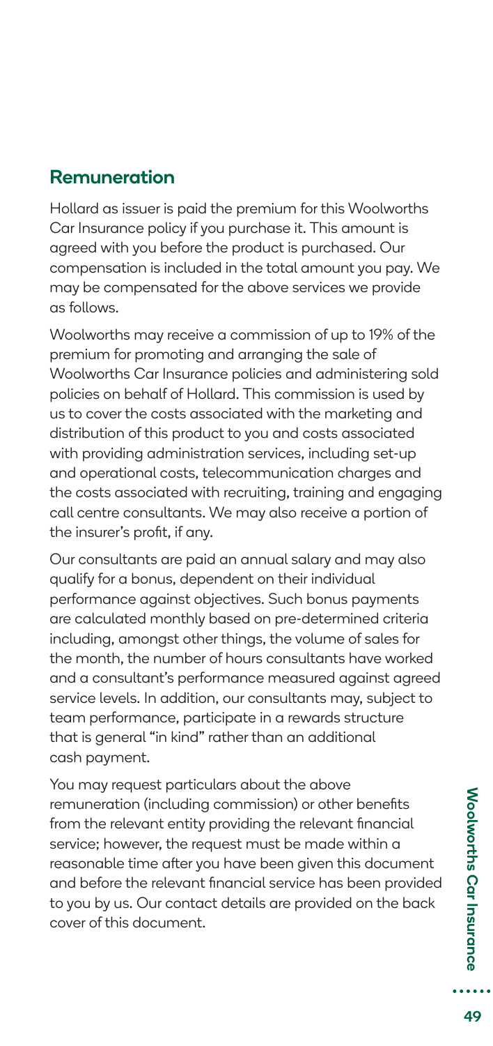## Remuneration

Hollard as issuer is paid the premium for this Woolworths Car Insurance policy if you purchase it. This amount is agreed with you before the product is purchased. Our compensation is included in the total amount you pay. We may be compensated for the above services we provide as follows.

Woolworths may receive a commission of up to 19% of the premium for promoting and arranging the sale of Woolworths Car Insurance policies and administering sold policies on behalf of Hollard. This commission is used by us to cover the costs associated with the marketing and distribution of this product to you and costs associated with providing administration services, including set-up and operational costs, telecommunication charges and the costs associated with recruiting, training and engaging call centre consultants. We may also receive a portion of the insurer's profit, if any.

Our consultants are paid an annual salary and may also qualify for a bonus, dependent on their individual performance against objectives. Such bonus payments are calculated monthly based on pre-determined criteria including, amongst other things, the volume of sales for the month, the number of hours consultants have worked and a consultant's performance measured against agreed service levels. In addition, our consultants may, subject to team performance, participate in a rewards structure that is general "in kind" rather than an additional cash payment.

You may request particulars about the above remuneration (including commission) or other benefits from the relevant entity providing the relevant financial service; however, the request must be made within a reasonable time after you have been given this document and before the relevant financial service has been provided to you by us. Our contact details are provided on the back cover of this document.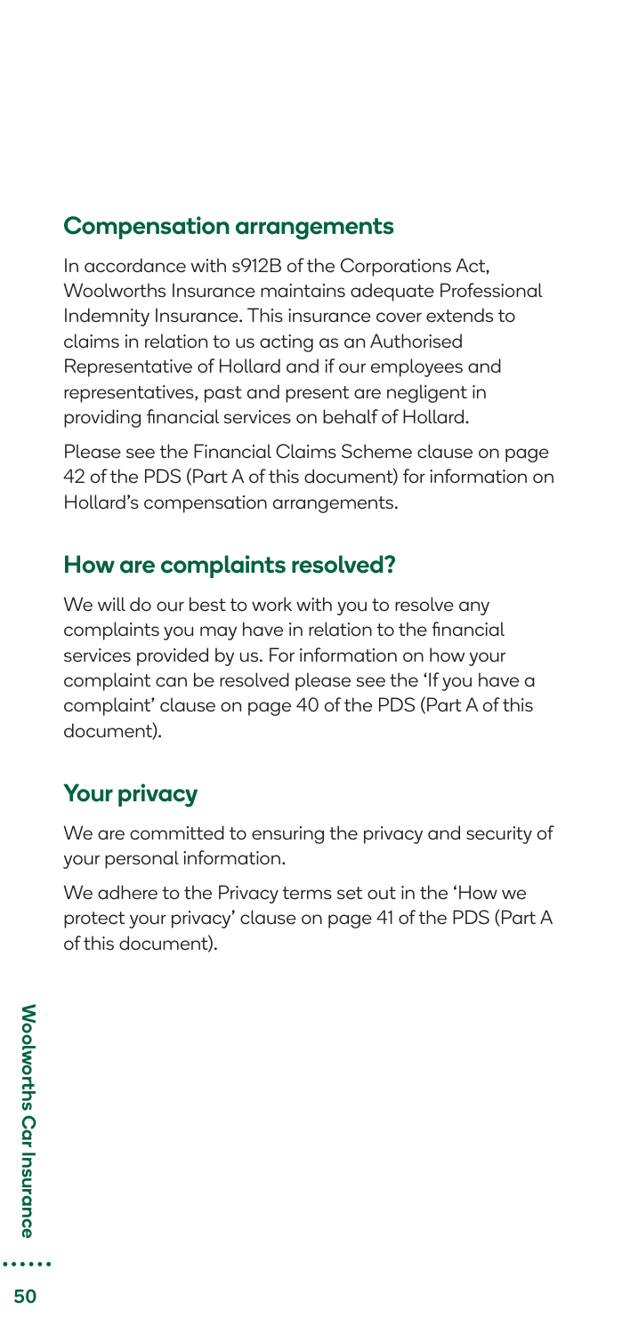## Compensation arrangements

In accordance with s912B of the Corporations Act, Woolworths Insurance maintains adequate Professional Indemnity Insurance. This insurance cover extends to claims in relation to us acting as an Authorised Representative of Hollard and if our employees and representatives, past and present are negligent in providing financial services on behalf of Hollard.

Please see the Financial Claims Scheme clause on page 42 of the PDS (Part A of this document) for information on Hollard's compensation arrangements.

## How are complaints resolved?

We will do our best to work with you to resolve any complaints you may have in relation to the financial services provided by us. For information on how your complaint can be resolved please see the 'If you have a complaint' clause on page 40 of the PDS (Part A of this document).

## Your privacy

We are committed to ensuring the privacy and security of your personal information.

We adhere to the Privacy terms set out in the 'How we protect your privacy' clause on page 41 of the PDS (Part A of this document).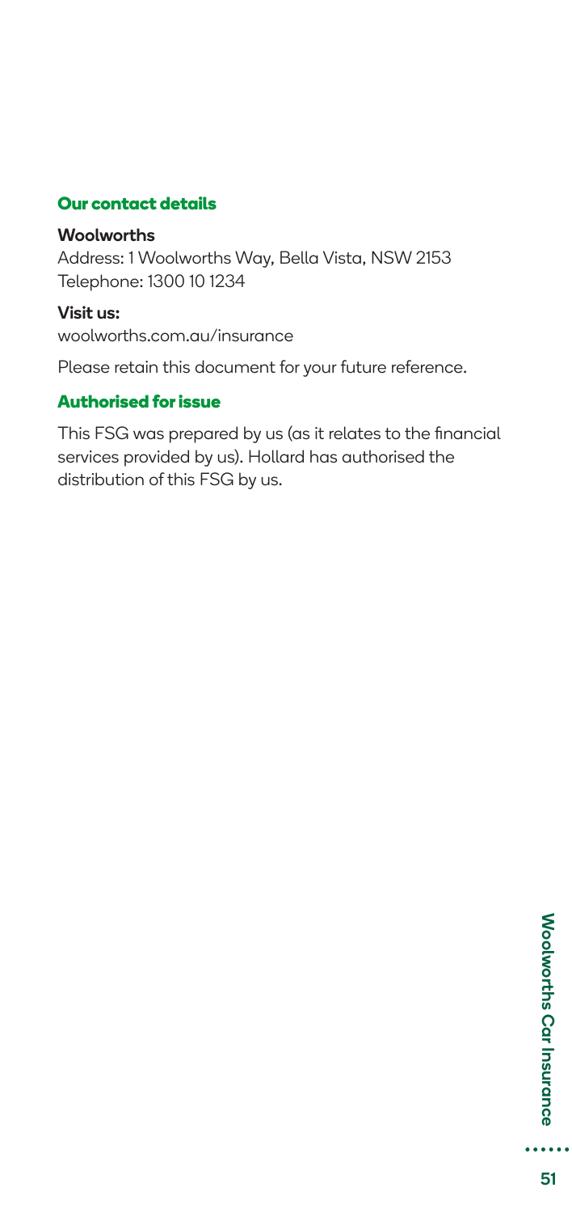## Our contact details

**Woolworths**
Address: 1 Woolworths Way, Bella Vista, NSW 2153
Telephone: 1300 10 1234

**Visit us:**
woolworths.com.au/insurance

Please retain this document for your future reference.

## Authorised for issue

This FSG was prepared by us (as it relates to the financial services provided by us). Hollard has authorised the distribution of this FSG by us.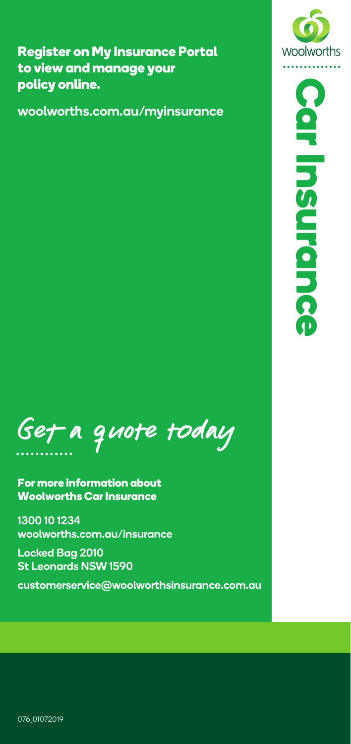**Register on My Insurance Portal to view and manage your policy online.**

**woolworths.com.au/myinsurance**

Woolworths

# Car Insurance

Get a quote today

**For more information about Woolworths Car Insurance**

**1300 10 1234**
**woolworths.com.au/insurance**

**Locked Bag 2010**
**St Leonards NSW 1590**

**customerservice@woolworthsinsurance.com.au**

076_01072019